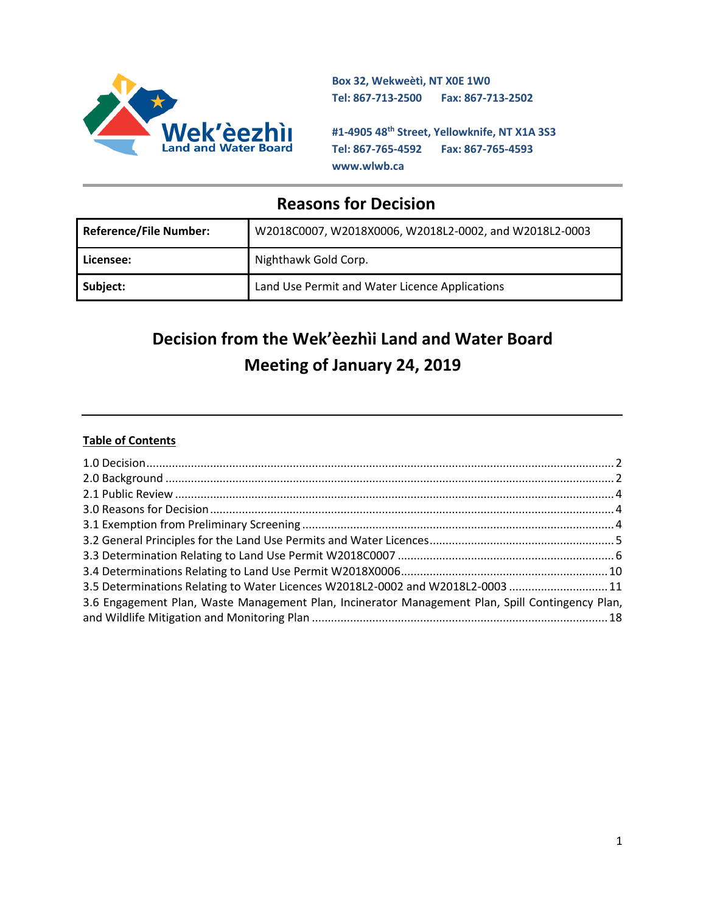Wek'èezhìı Land and Water Board

Box 32, Wekweètì, NT X0E 1W0
Tel: 867-713-2500 Fax: 867-713-2502

#1-4905 48th Street, Yellowknife, NT X1A 3S3
Tel: 867-765-4592 Fax: 867-765-4593
www.wlwb.ca

## Reasons for Decision

| Reference/File Number: | W2018C0007, W2018X0006, W2018L2-0002, and W2018L2-0003 |
|---|---|
| Licensee: | Nighthawk Gold Corp. |
| Subject: | Land Use Permit and Water Licence Applications |

# Decision from the Wek'èezhìı Land and Water Board Meeting of January 24, 2019

**Table of Contents**

1.0 Decision ..... 2
2.0 Background ..... 2
2.1 Public Review ..... 4
3.0 Reasons for Decision ..... 4
3.1 Exemption from Preliminary Screening ..... 4
3.2 General Principles for the Land Use Permits and Water Licences ..... 5
3.3 Determination Relating to Land Use Permit W2018C0007 ..... 6
3.4 Determinations Relating to Land Use Permit W2018X0006 ..... 10
3.5 Determinations Relating to Water Licences W2018L2-0002 and W2018L2-0003 ..... 11
3.6 Engagement Plan, Waste Management Plan, Incinerator Management Plan, Spill Contingency Plan, and Wildlife Mitigation and Monitoring Plan ..... 18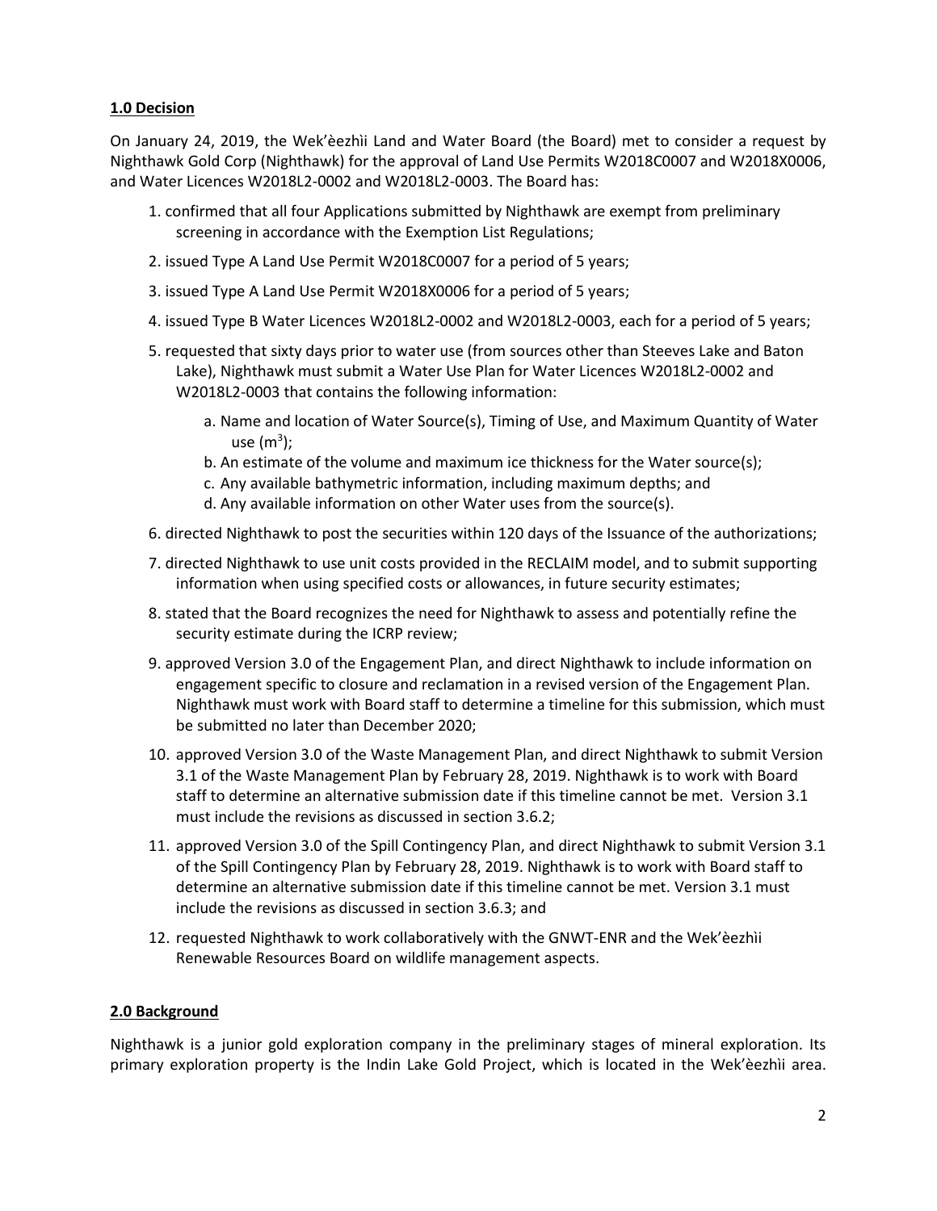**1.0 Decision**

On January 24, 2019, the Wek'èezhìi Land and Water Board (the Board) met to consider a request by Nighthawk Gold Corp (Nighthawk) for the approval of Land Use Permits W2018C0007 and W2018X0006, and Water Licences W2018L2-0002 and W2018L2-0003. The Board has:

1. confirmed that all four Applications submitted by Nighthawk are exempt from preliminary screening in accordance with the Exemption List Regulations;
2. issued Type A Land Use Permit W2018C0007 for a period of 5 years;
3. issued Type A Land Use Permit W2018X0006 for a period of 5 years;
4. issued Type B Water Licences W2018L2-0002 and W2018L2-0003, each for a period of 5 years;
5. requested that sixty days prior to water use (from sources other than Steeves Lake and Baton Lake), Nighthawk must submit a Water Use Plan for Water Licences W2018L2-0002 and W2018L2-0003 that contains the following information:
   a. Name and location of Water Source(s), Timing of Use, and Maximum Quantity of Water use ($m^3$);
   b. An estimate of the volume and maximum ice thickness for the Water source(s);
   c. Any available bathymetric information, including maximum depths; and
   d. Any available information on other Water uses from the source(s).
6. directed Nighthawk to post the securities within 120 days of the Issuance of the authorizations;
7. directed Nighthawk to use unit costs provided in the RECLAIM model, and to submit supporting information when using specified costs or allowances, in future security estimates;
8. stated that the Board recognizes the need for Nighthawk to assess and potentially refine the security estimate during the ICRP review;
9. approved Version 3.0 of the Engagement Plan, and direct Nighthawk to include information on engagement specific to closure and reclamation in a revised version of the Engagement Plan. Nighthawk must work with Board staff to determine a timeline for this submission, which must be submitted no later than December 2020;
10. approved Version 3.0 of the Waste Management Plan, and direct Nighthawk to submit Version 3.1 of the Waste Management Plan by February 28, 2019. Nighthawk is to work with Board staff to determine an alternative submission date if this timeline cannot be met. Version 3.1 must include the revisions as discussed in section 3.6.2;
11. approved Version 3.0 of the Spill Contingency Plan, and direct Nighthawk to submit Version 3.1 of the Spill Contingency Plan by February 28, 2019. Nighthawk is to work with Board staff to determine an alternative submission date if this timeline cannot be met. Version 3.1 must include the revisions as discussed in section 3.6.3; and
12. requested Nighthawk to work collaboratively with the GNWT-ENR and the Wek'èezhìi Renewable Resources Board on wildlife management aspects.

**2.0 Background**

Nighthawk is a junior gold exploration company in the preliminary stages of mineral exploration. Its primary exploration property is the Indin Lake Gold Project, which is located in the Wek'èezhìi area.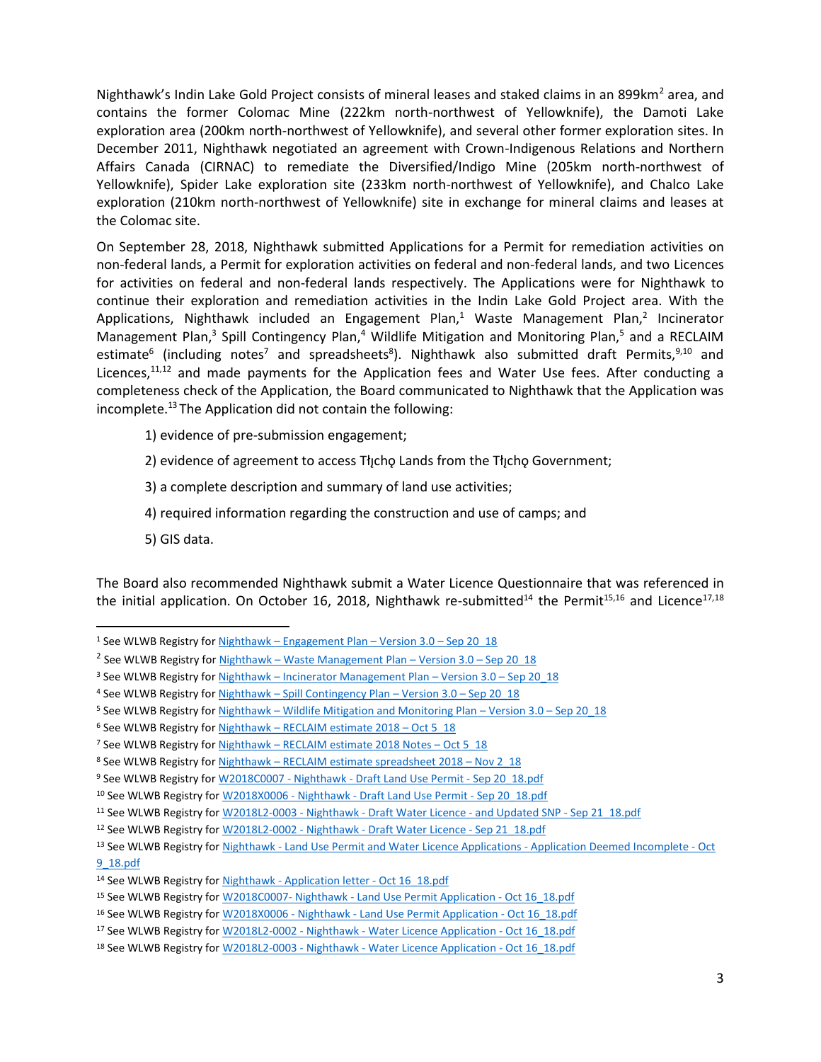Nighthawk's Indin Lake Gold Project consists of mineral leases and staked claims in an 899km$^2$ area, and contains the former Colomac Mine (222km north-northwest of Yellowknife), the Damoti Lake exploration area (200km north-northwest of Yellowknife), and several other former exploration sites. In December 2011, Nighthawk negotiated an agreement with Crown-Indigenous Relations and Northern Affairs Canada (CIRNAC) to remediate the Diversified/Indigo Mine (205km north-northwest of Yellowknife), Spider Lake exploration site (233km north-northwest of Yellowknife), and Chalco Lake exploration (210km north-northwest of Yellowknife) site in exchange for mineral claims and leases at the Colomac site.

On September 28, 2018, Nighthawk submitted Applications for a Permit for remediation activities on non-federal lands, a Permit for exploration activities on federal and non-federal lands, and two Licences for activities on federal and non-federal lands respectively. The Applications were for Nighthawk to continue their exploration and remediation activities in the Indin Lake Gold Project area. With the Applications, Nighthawk included an Engagement Plan,[1] Waste Management Plan,[2] Incinerator Management Plan,[3] Spill Contingency Plan,[4] Wildlife Mitigation and Monitoring Plan,[5] and a RECLAIM estimate[6] (including notes[7] and spreadsheets[8]). Nighthawk also submitted draft Permits,[9,10] and Licences,[11,12] and made payments for the Application fees and Water Use fees. After conducting a completeness check of the Application, the Board communicated to Nighthawk that the Application was incomplete.[13] The Application did not contain the following:

1) evidence of pre-submission engagement;

2) evidence of agreement to access Tłı̨chǫ Lands from the Tłı̨chǫ Government;

3) a complete description and summary of land use activities;

4) required information regarding the construction and use of camps; and

5) GIS data.

The Board also recommended Nighthawk submit a Water Licence Questionnaire that was referenced in the initial application. On October 16, 2018, Nighthawk re-submitted[14] the Permit[15,16] and Licence[17,18]

---

[1] See WLWB Registry for Nighthawk – Engagement Plan – Version 3.0 – Sep 20_18

[2] See WLWB Registry for Nighthawk – Waste Management Plan – Version 3.0 – Sep 20_18

[3] See WLWB Registry for Nighthawk – Incinerator Management Plan – Version 3.0 – Sep 20_18

[4] See WLWB Registry for Nighthawk – Spill Contingency Plan – Version 3.0 – Sep 20_18

[5] See WLWB Registry for Nighthawk – Wildlife Mitigation and Monitoring Plan – Version 3.0 – Sep 20_18

[6] See WLWB Registry for Nighthawk – RECLAIM estimate 2018 – Oct 5_18

[7] See WLWB Registry for Nighthawk – RECLAIM estimate 2018 Notes – Oct 5_18

[8] See WLWB Registry for Nighthawk – RECLAIM estimate spreadsheet 2018 – Nov 2_18

[9] See WLWB Registry for W2018C0007 - Nighthawk - Draft Land Use Permit - Sep 20_18.pdf

[10] See WLWB Registry for W2018X0006 - Nighthawk - Draft Land Use Permit - Sep 20_18.pdf

[11] See WLWB Registry for W2018L2-0003 - Nighthawk - Draft Water Licence - and Updated SNP - Sep 21_18.pdf

[12] See WLWB Registry for W2018L2-0002 - Nighthawk - Draft Water Licence - Sep 21_18.pdf

[13] See WLWB Registry for Nighthawk - Land Use Permit and Water Licence Applications - Application Deemed Incomplete - Oct 9_18.pdf

[14] See WLWB Registry for Nighthawk - Application letter - Oct 16_18.pdf

[15] See WLWB Registry for W2018C0007- Nighthawk - Land Use Permit Application - Oct 16_18.pdf

[16] See WLWB Registry for W2018X0006 - Nighthawk - Land Use Permit Application - Oct 16_18.pdf

[17] See WLWB Registry for W2018L2-0002 - Nighthawk - Water Licence Application - Oct 16_18.pdf

[18] See WLWB Registry for W2018L2-0003 - Nighthawk - Water Licence Application - Oct 16_18.pdf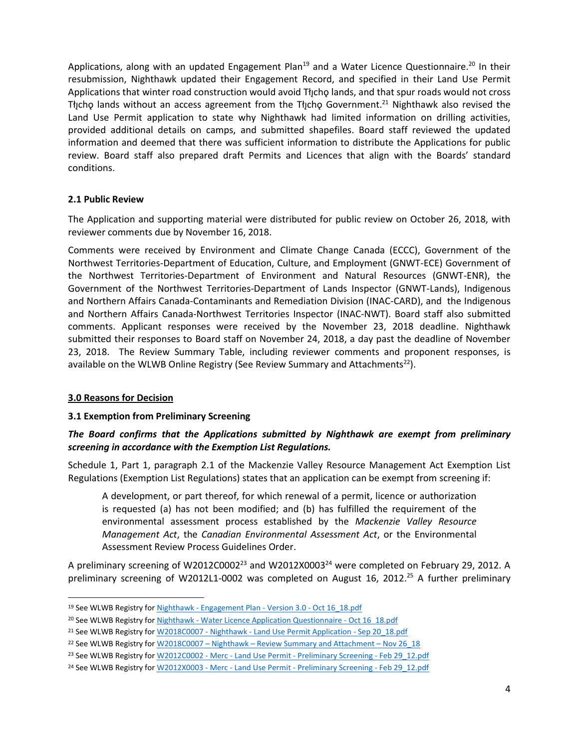Applications, along with an updated Engagement Plan[19] and a Water Licence Questionnaire.[20] In their resubmission, Nighthawk updated their Engagement Record, and specified in their Land Use Permit Applications that winter road construction would avoid Tłı̨chǫ lands, and that spur roads would not cross Tłı̨chǫ lands without an access agreement from the Tłı̨chǫ Government.[21] Nighthawk also revised the Land Use Permit application to state why Nighthawk had limited information on drilling activities, provided additional details on camps, and submitted shapefiles. Board staff reviewed the updated information and deemed that there was sufficient information to distribute the Applications for public review. Board staff also prepared draft Permits and Licences that align with the Boards' standard conditions.

### 2.1 Public Review

The Application and supporting material were distributed for public review on October 26, 2018, with reviewer comments due by November 16, 2018.

Comments were received by Environment and Climate Change Canada (ECCC), Government of the Northwest Territories-Department of Education, Culture, and Employment (GNWT-ECE) Government of the Northwest Territories-Department of Environment and Natural Resources (GNWT-ENR), the Government of the Northwest Territories-Department of Lands Inspector (GNWT-Lands), Indigenous and Northern Affairs Canada-Contaminants and Remediation Division (INAC-CARD), and the Indigenous and Northern Affairs Canada-Northwest Territories Inspector (INAC-NWT). Board staff also submitted comments. Applicant responses were received by the November 23, 2018 deadline. Nighthawk submitted their responses to Board staff on November 24, 2018, a day past the deadline of November 23, 2018. The Review Summary Table, including reviewer comments and proponent responses, is available on the WLWB Online Registry (See Review Summary and Attachments[22]).

## 3.0 Reasons for Decision

### 3.1 Exemption from Preliminary Screening

***The Board confirms that the Applications submitted by Nighthawk are exempt from preliminary screening in accordance with the Exemption List Regulations.***

Schedule 1, Part 1, paragraph 2.1 of the Mackenzie Valley Resource Management Act Exemption List Regulations (Exemption List Regulations) states that an application can be exempt from screening if:

> A development, or part thereof, for which renewal of a permit, licence or authorization is requested (a) has not been modified; and (b) has fulfilled the requirement of the environmental assessment process established by the *Mackenzie Valley Resource Management Act*, the *Canadian Environmental Assessment Act*, or the Environmental Assessment Review Process Guidelines Order.

A preliminary screening of W2012C0002[23] and W2012X0003[24] were completed on February 29, 2012. A preliminary screening of W2012L1-0002 was completed on August 16, 2012.[25] A further preliminary

---

[19] See WLWB Registry for Nighthawk - Engagement Plan - Version 3.0 - Oct 16_18.pdf

[20] See WLWB Registry for Nighthawk - Water Licence Application Questionnaire - Oct 16_18.pdf

[21] See WLWB Registry for W2018C0007 - Nighthawk - Land Use Permit Application - Sep 20_18.pdf

[22] See WLWB Registry for W2018C0007 – Nighthawk – Review Summary and Attachment – Nov 26_18

[23] See WLWB Registry for W2012C0002 - Merc - Land Use Permit - Preliminary Screening - Feb 29_12.pdf

[24] See WLWB Registry for W2012X0003 - Merc - Land Use Permit - Preliminary Screening - Feb 29_12.pdf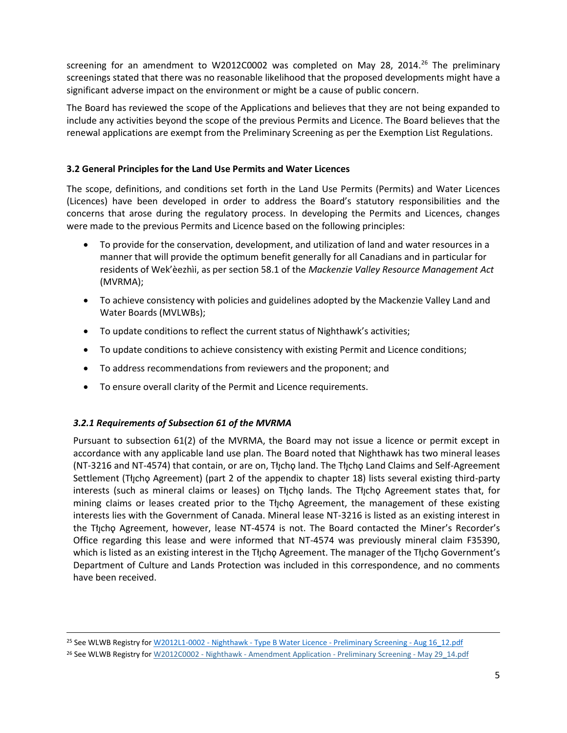screening for an amendment to W2012C0002 was completed on May 28, 2014.[26] The preliminary screenings stated that there was no reasonable likelihood that the proposed developments might have a significant adverse impact on the environment or might be a cause of public concern.

The Board has reviewed the scope of the Applications and believes that they are not being expanded to include any activities beyond the scope of the previous Permits and Licence. The Board believes that the renewal applications are exempt from the Preliminary Screening as per the Exemption List Regulations.

### 3.2 General Principles for the Land Use Permits and Water Licences

The scope, definitions, and conditions set forth in the Land Use Permits (Permits) and Water Licences (Licences) have been developed in order to address the Board's statutory responsibilities and the concerns that arose during the regulatory process. In developing the Permits and Licences, changes were made to the previous Permits and Licence based on the following principles:

- To provide for the conservation, development, and utilization of land and water resources in a manner that will provide the optimum benefit generally for all Canadians and in particular for residents of Wek'èezhìi, as per section 58.1 of the *Mackenzie Valley Resource Management Act* (MVRMA);
- To achieve consistency with policies and guidelines adopted by the Mackenzie Valley Land and Water Boards (MVLWBs);
- To update conditions to reflect the current status of Nighthawk's activities;
- To update conditions to achieve consistency with existing Permit and Licence conditions;
- To address recommendations from reviewers and the proponent; and
- To ensure overall clarity of the Permit and Licence requirements.

#### *3.2.1 Requirements of Subsection 61 of the MVRMA*

Pursuant to subsection 61(2) of the MVRMA, the Board may not issue a licence or permit except in accordance with any applicable land use plan. The Board noted that Nighthawk has two mineral leases (NT-3216 and NT-4574) that contain, or are on, Tłįchǫ land. The Tłįchǫ Land Claims and Self-Agreement Settlement (Tłįchǫ Agreement) (part 2 of the appendix to chapter 18) lists several existing third-party interests (such as mineral claims or leases) on Tłįchǫ lands. The Tłįchǫ Agreement states that, for mining claims or leases created prior to the Tłįchǫ Agreement, the management of these existing interests lies with the Government of Canada. Mineral lease NT-3216 is listed as an existing interest in the Tłįchǫ Agreement, however, lease NT-4574 is not. The Board contacted the Miner's Recorder's Office regarding this lease and were informed that NT-4574 was previously mineral claim F35390, which is listed as an existing interest in the Tłįchǫ Agreement. The manager of the Tłįchǫ Government's Department of Culture and Lands Protection was included in this correspondence, and no comments have been received.

---

[25] See WLWB Registry for W2012L1-0002 - Nighthawk - Type B Water Licence - Preliminary Screening - Aug 16_12.pdf

[26] See WLWB Registry for W2012C0002 - Nighthawk - Amendment Application - Preliminary Screening - May 29_14.pdf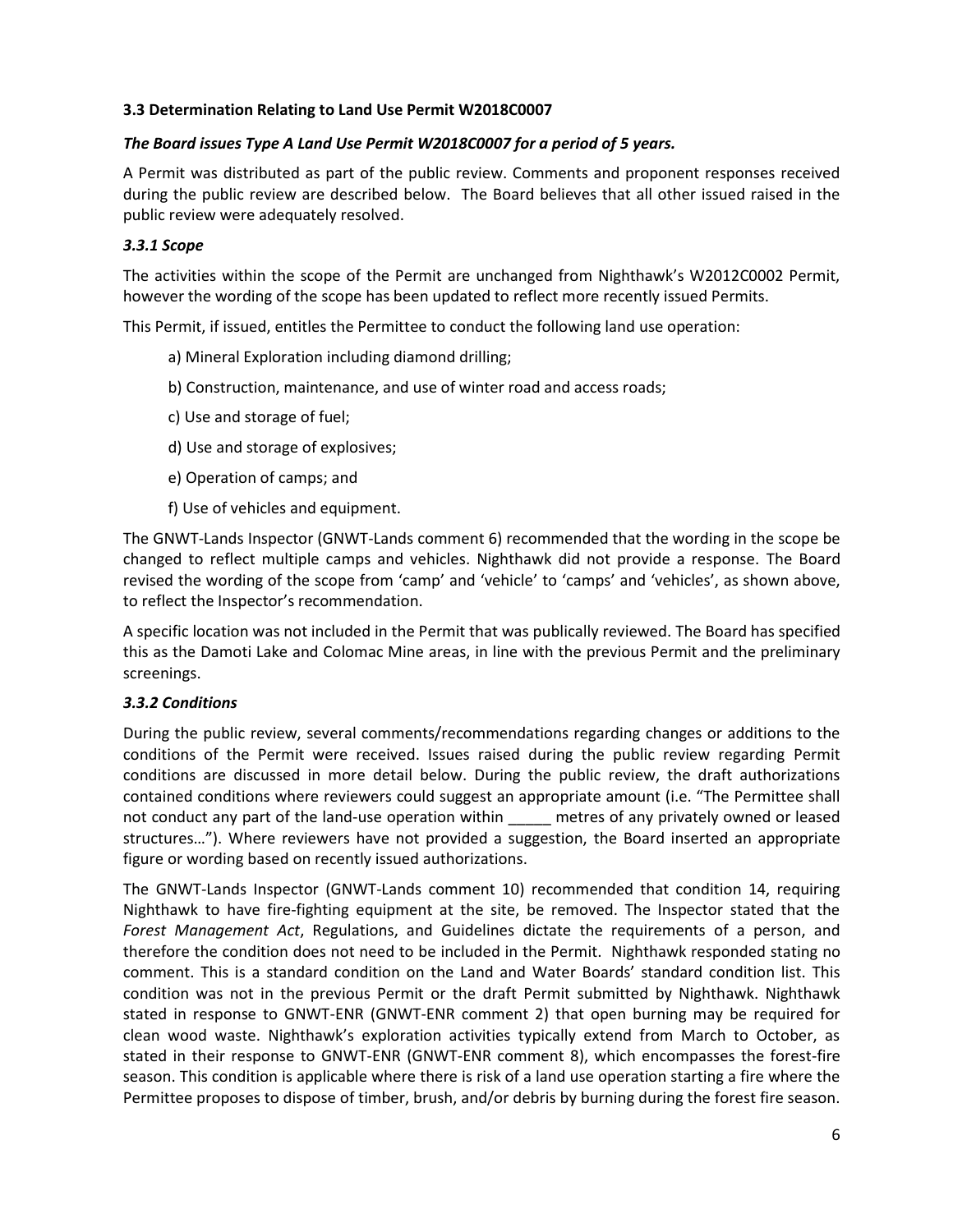### 3.3 Determination Relating to Land Use Permit W2018C0007

***The Board issues Type A Land Use Permit W2018C0007 for a period of 5 years.***

A Permit was distributed as part of the public review. Comments and proponent responses received during the public review are described below. The Board believes that all other issued raised in the public review were adequately resolved.

#### *3.3.1 Scope*

The activities within the scope of the Permit are unchanged from Nighthawk's W2012C0002 Permit, however the wording of the scope has been updated to reflect more recently issued Permits.

This Permit, if issued, entitles the Permittee to conduct the following land use operation:

a) Mineral Exploration including diamond drilling;

b) Construction, maintenance, and use of winter road and access roads;

c) Use and storage of fuel;

d) Use and storage of explosives;

e) Operation of camps; and

f) Use of vehicles and equipment.

The GNWT-Lands Inspector (GNWT-Lands comment 6) recommended that the wording in the scope be changed to reflect multiple camps and vehicles. Nighthawk did not provide a response. The Board revised the wording of the scope from 'camp' and 'vehicle' to 'camps' and 'vehicles', as shown above, to reflect the Inspector's recommendation.

A specific location was not included in the Permit that was publically reviewed. The Board has specified this as the Damoti Lake and Colomac Mine areas, in line with the previous Permit and the preliminary screenings.

#### *3.3.2 Conditions*

During the public review, several comments/recommendations regarding changes or additions to the conditions of the Permit were received. Issues raised during the public review regarding Permit conditions are discussed in more detail below. During the public review, the draft authorizations contained conditions where reviewers could suggest an appropriate amount (i.e. "The Permittee shall not conduct any part of the land-use operation within _____ metres of any privately owned or leased structures…"). Where reviewers have not provided a suggestion, the Board inserted an appropriate figure or wording based on recently issued authorizations.

The GNWT-Lands Inspector (GNWT-Lands comment 10) recommended that condition 14, requiring Nighthawk to have fire-fighting equipment at the site, be removed. The Inspector stated that the *Forest Management Act*, Regulations, and Guidelines dictate the requirements of a person, and therefore the condition does not need to be included in the Permit. Nighthawk responded stating no comment. This is a standard condition on the Land and Water Boards' standard condition list. This condition was not in the previous Permit or the draft Permit submitted by Nighthawk. Nighthawk stated in response to GNWT-ENR (GNWT-ENR comment 2) that open burning may be required for clean wood waste. Nighthawk's exploration activities typically extend from March to October, as stated in their response to GNWT-ENR (GNWT-ENR comment 8), which encompasses the forest-fire season. This condition is applicable where there is risk of a land use operation starting a fire where the Permittee proposes to dispose of timber, brush, and/or debris by burning during the forest fire season.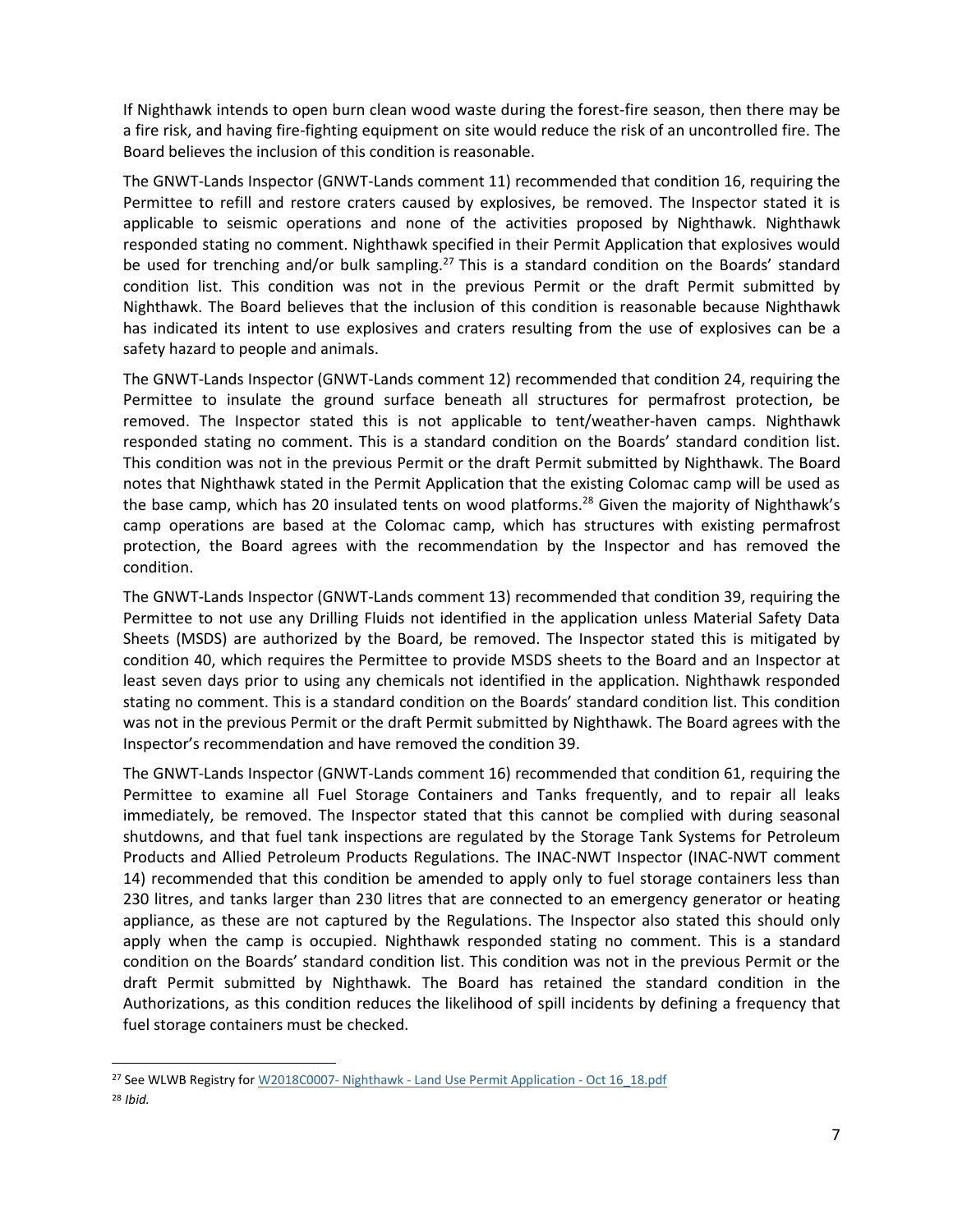If Nighthawk intends to open burn clean wood waste during the forest-fire season, then there may be a fire risk, and having fire-fighting equipment on site would reduce the risk of an uncontrolled fire. The Board believes the inclusion of this condition is reasonable.

The GNWT-Lands Inspector (GNWT-Lands comment 11) recommended that condition 16, requiring the Permittee to refill and restore craters caused by explosives, be removed. The Inspector stated it is applicable to seismic operations and none of the activities proposed by Nighthawk. Nighthawk responded stating no comment. Nighthawk specified in their Permit Application that explosives would be used for trenching and/or bulk sampling.[27] This is a standard condition on the Boards' standard condition list. This condition was not in the previous Permit or the draft Permit submitted by Nighthawk. The Board believes that the inclusion of this condition is reasonable because Nighthawk has indicated its intent to use explosives and craters resulting from the use of explosives can be a safety hazard to people and animals.

The GNWT-Lands Inspector (GNWT-Lands comment 12) recommended that condition 24, requiring the Permittee to insulate the ground surface beneath all structures for permafrost protection, be removed. The Inspector stated this is not applicable to tent/weather-haven camps. Nighthawk responded stating no comment. This is a standard condition on the Boards' standard condition list. This condition was not in the previous Permit or the draft Permit submitted by Nighthawk. The Board notes that Nighthawk stated in the Permit Application that the existing Colomac camp will be used as the base camp, which has 20 insulated tents on wood platforms.[28] Given the majority of Nighthawk's camp operations are based at the Colomac camp, which has structures with existing permafrost protection, the Board agrees with the recommendation by the Inspector and has removed the condition.

The GNWT-Lands Inspector (GNWT-Lands comment 13) recommended that condition 39, requiring the Permittee to not use any Drilling Fluids not identified in the application unless Material Safety Data Sheets (MSDS) are authorized by the Board, be removed. The Inspector stated this is mitigated by condition 40, which requires the Permittee to provide MSDS sheets to the Board and an Inspector at least seven days prior to using any chemicals not identified in the application. Nighthawk responded stating no comment. This is a standard condition on the Boards' standard condition list. This condition was not in the previous Permit or the draft Permit submitted by Nighthawk. The Board agrees with the Inspector's recommendation and have removed the condition 39.

The GNWT-Lands Inspector (GNWT-Lands comment 16) recommended that condition 61, requiring the Permittee to examine all Fuel Storage Containers and Tanks frequently, and to repair all leaks immediately, be removed. The Inspector stated that this cannot be complied with during seasonal shutdowns, and that fuel tank inspections are regulated by the Storage Tank Systems for Petroleum Products and Allied Petroleum Products Regulations. The INAC-NWT Inspector (INAC-NWT comment 14) recommended that this condition be amended to apply only to fuel storage containers less than 230 litres, and tanks larger than 230 litres that are connected to an emergency generator or heating appliance, as these are not captured by the Regulations. The Inspector also stated this should only apply when the camp is occupied. Nighthawk responded stating no comment. This is a standard condition on the Boards' standard condition list. This condition was not in the previous Permit or the draft Permit submitted by Nighthawk. The Board has retained the standard condition in the Authorizations, as this condition reduces the likelihood of spill incidents by defining a frequency that fuel storage containers must be checked.

---

[27] See WLWB Registry for W2018C0007- Nighthawk - Land Use Permit Application - Oct 16_18.pdf

[28] *Ibid.*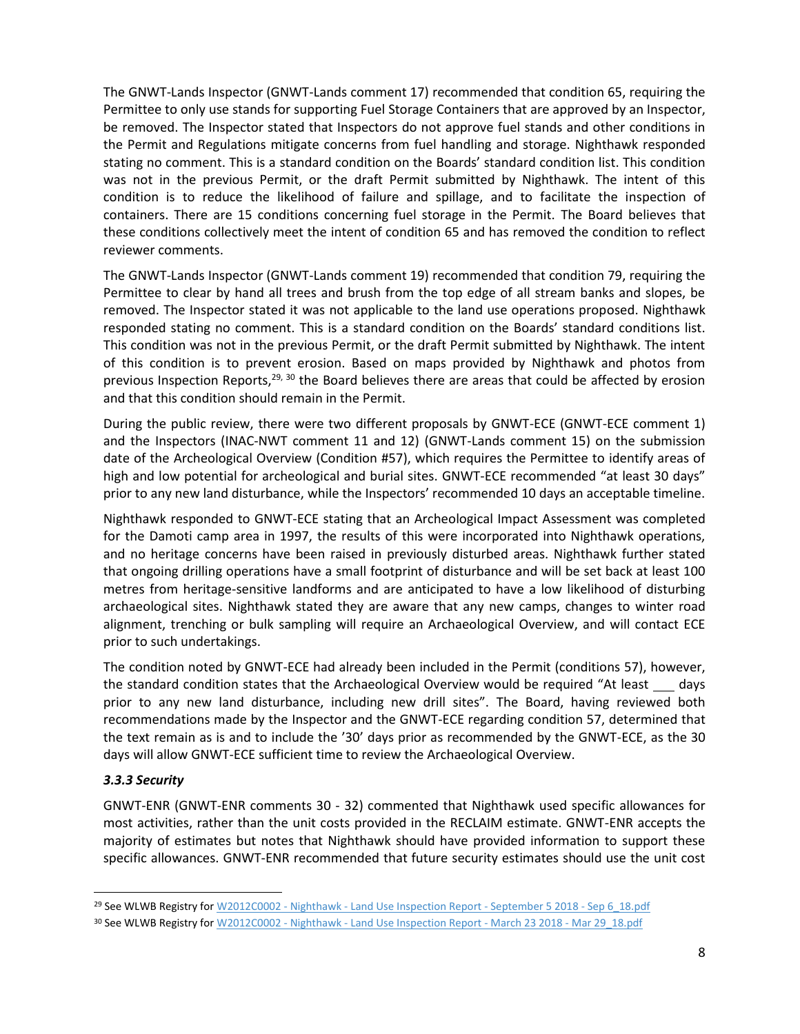The GNWT-Lands Inspector (GNWT-Lands comment 17) recommended that condition 65, requiring the Permittee to only use stands for supporting Fuel Storage Containers that are approved by an Inspector, be removed. The Inspector stated that Inspectors do not approve fuel stands and other conditions in the Permit and Regulations mitigate concerns from fuel handling and storage. Nighthawk responded stating no comment. This is a standard condition on the Boards' standard condition list. This condition was not in the previous Permit, or the draft Permit submitted by Nighthawk. The intent of this condition is to reduce the likelihood of failure and spillage, and to facilitate the inspection of containers. There are 15 conditions concerning fuel storage in the Permit. The Board believes that these conditions collectively meet the intent of condition 65 and has removed the condition to reflect reviewer comments.

The GNWT-Lands Inspector (GNWT-Lands comment 19) recommended that condition 79, requiring the Permittee to clear by hand all trees and brush from the top edge of all stream banks and slopes, be removed. The Inspector stated it was not applicable to the land use operations proposed. Nighthawk responded stating no comment. This is a standard condition on the Boards' standard conditions list. This condition was not in the previous Permit, or the draft Permit submitted by Nighthawk. The intent of this condition is to prevent erosion. Based on maps provided by Nighthawk and photos from previous Inspection Reports,[29, 30] the Board believes there are areas that could be affected by erosion and that this condition should remain in the Permit.

During the public review, there were two different proposals by GNWT-ECE (GNWT-ECE comment 1) and the Inspectors (INAC-NWT comment 11 and 12) (GNWT-Lands comment 15) on the submission date of the Archeological Overview (Condition #57), which requires the Permittee to identify areas of high and low potential for archeological and burial sites. GNWT-ECE recommended "at least 30 days" prior to any new land disturbance, while the Inspectors' recommended 10 days an acceptable timeline.

Nighthawk responded to GNWT-ECE stating that an Archeological Impact Assessment was completed for the Damoti camp area in 1997, the results of this were incorporated into Nighthawk operations, and no heritage concerns have been raised in previously disturbed areas. Nighthawk further stated that ongoing drilling operations have a small footprint of disturbance and will be set back at least 100 metres from heritage-sensitive landforms and are anticipated to have a low likelihood of disturbing archaeological sites. Nighthawk stated they are aware that any new camps, changes to winter road alignment, trenching or bulk sampling will require an Archaeological Overview, and will contact ECE prior to such undertakings.

The condition noted by GNWT-ECE had already been included in the Permit (conditions 57), however, the standard condition states that the Archaeological Overview would be required "At least ___ days prior to any new land disturbance, including new drill sites". The Board, having reviewed both recommendations made by the Inspector and the GNWT-ECE regarding condition 57, determined that the text remain as is and to include the '30' days prior as recommended by the GNWT-ECE, as the 30 days will allow GNWT-ECE sufficient time to review the Archaeological Overview.

### *3.3.3 Security*

GNWT-ENR (GNWT-ENR comments 30 - 32) commented that Nighthawk used specific allowances for most activities, rather than the unit costs provided in the RECLAIM estimate. GNWT-ENR accepts the majority of estimates but notes that Nighthawk should have provided information to support these specific allowances. GNWT-ENR recommended that future security estimates should use the unit cost

---

[29] See WLWB Registry for W2012C0002 - Nighthawk - Land Use Inspection Report - September 5 2018 - Sep 6_18.pdf

[30] See WLWB Registry for W2012C0002 - Nighthawk - Land Use Inspection Report - March 23 2018 - Mar 29_18.pdf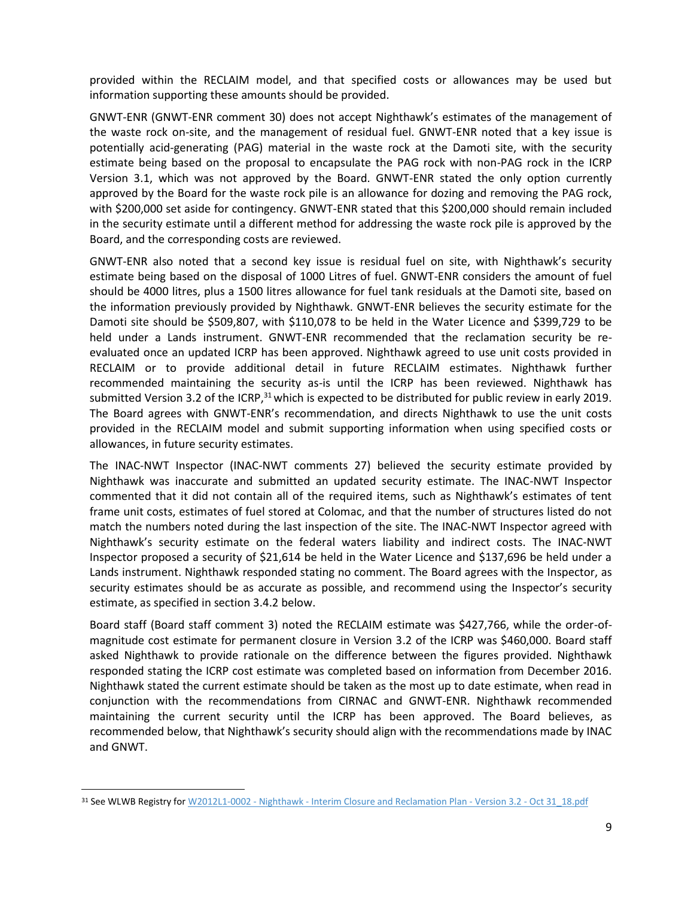provided within the RECLAIM model, and that specified costs or allowances may be used but information supporting these amounts should be provided.

GNWT-ENR (GNWT-ENR comment 30) does not accept Nighthawk's estimates of the management of the waste rock on-site, and the management of residual fuel. GNWT-ENR noted that a key issue is potentially acid-generating (PAG) material in the waste rock at the Damoti site, with the security estimate being based on the proposal to encapsulate the PAG rock with non-PAG rock in the ICRP Version 3.1, which was not approved by the Board. GNWT-ENR stated the only option currently approved by the Board for the waste rock pile is an allowance for dozing and removing the PAG rock, with $200,000 set aside for contingency. GNWT-ENR stated that this $200,000 should remain included in the security estimate until a different method for addressing the waste rock pile is approved by the Board, and the corresponding costs are reviewed.

GNWT-ENR also noted that a second key issue is residual fuel on site, with Nighthawk's security estimate being based on the disposal of 1000 Litres of fuel. GNWT-ENR considers the amount of fuel should be 4000 litres, plus a 1500 litres allowance for fuel tank residuals at the Damoti site, based on the information previously provided by Nighthawk. GNWT-ENR believes the security estimate for the Damoti site should be $509,807, with $110,078 to be held in the Water Licence and $399,729 to be held under a Lands instrument. GNWT-ENR recommended that the reclamation security be re-evaluated once an updated ICRP has been approved. Nighthawk agreed to use unit costs provided in RECLAIM or to provide additional detail in future RECLAIM estimates. Nighthawk further recommended maintaining the security as-is until the ICRP has been reviewed. Nighthawk has submitted Version 3.2 of the ICRP,[31] which is expected to be distributed for public review in early 2019. The Board agrees with GNWT-ENR's recommendation, and directs Nighthawk to use the unit costs provided in the RECLAIM model and submit supporting information when using specified costs or allowances, in future security estimates.

The INAC-NWT Inspector (INAC-NWT comments 27) believed the security estimate provided by Nighthawk was inaccurate and submitted an updated security estimate. The INAC-NWT Inspector commented that it did not contain all of the required items, such as Nighthawk's estimates of tent frame unit costs, estimates of fuel stored at Colomac, and that the number of structures listed do not match the numbers noted during the last inspection of the site. The INAC-NWT Inspector agreed with Nighthawk's security estimate on the federal waters liability and indirect costs. The INAC-NWT Inspector proposed a security of $21,614 be held in the Water Licence and $137,696 be held under a Lands instrument. Nighthawk responded stating no comment. The Board agrees with the Inspector, as security estimates should be as accurate as possible, and recommend using the Inspector's security estimate, as specified in section 3.4.2 below.

Board staff (Board staff comment 3) noted the RECLAIM estimate was $427,766, while the order-of-magnitude cost estimate for permanent closure in Version 3.2 of the ICRP was $460,000. Board staff asked Nighthawk to provide rationale on the difference between the figures provided. Nighthawk responded stating the ICRP cost estimate was completed based on information from December 2016. Nighthawk stated the current estimate should be taken as the most up to date estimate, when read in conjunction with the recommendations from CIRNAC and GNWT-ENR. Nighthawk recommended maintaining the current security until the ICRP has been approved. The Board believes, as recommended below, that Nighthawk's security should align with the recommendations made by INAC and GNWT.

[31] See WLWB Registry for W2012L1-0002 - Nighthawk - Interim Closure and Reclamation Plan - Version 3.2 - Oct 31_18.pdf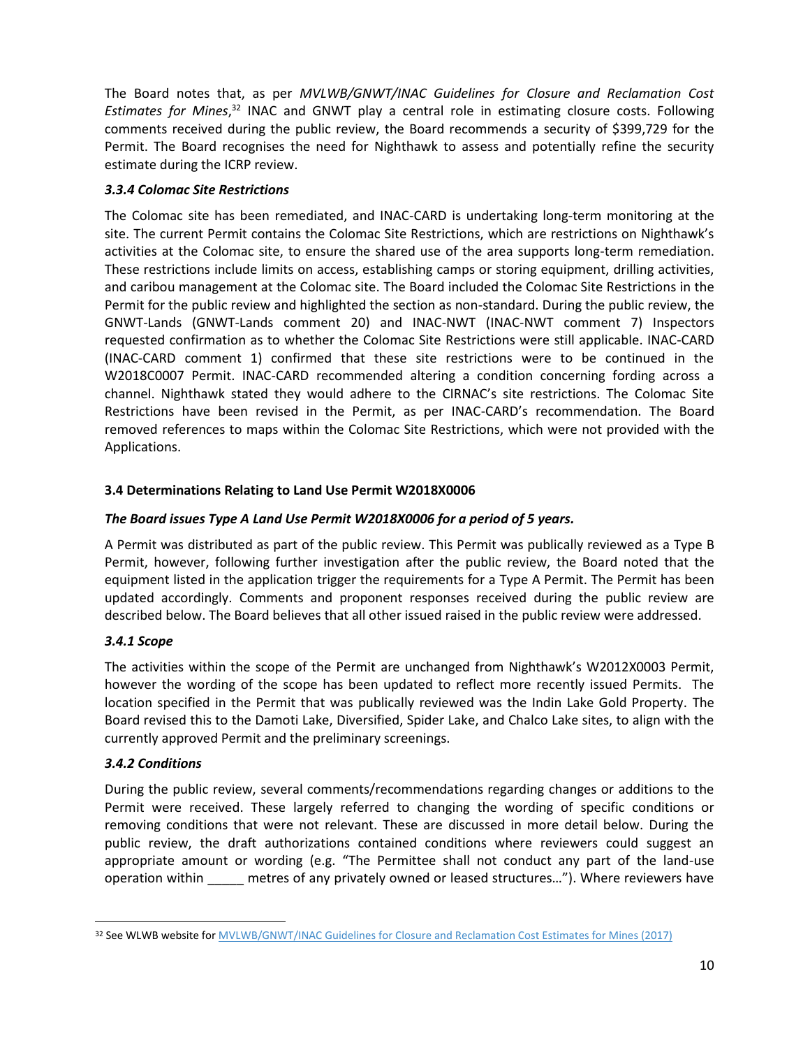The Board notes that, as per *MVLWB/GNWT/INAC Guidelines for Closure and Reclamation Cost Estimates for Mines*,[32] INAC and GNWT play a central role in estimating closure costs. Following comments received during the public review, the Board recommends a security of $399,729 for the Permit. The Board recognises the need for Nighthawk to assess and potentially refine the security estimate during the ICRP review.

### *3.3.4 Colomac Site Restrictions*

The Colomac site has been remediated, and INAC-CARD is undertaking long-term monitoring at the site. The current Permit contains the Colomac Site Restrictions, which are restrictions on Nighthawk's activities at the Colomac site, to ensure the shared use of the area supports long-term remediation. These restrictions include limits on access, establishing camps or storing equipment, drilling activities, and caribou management at the Colomac site. The Board included the Colomac Site Restrictions in the Permit for the public review and highlighted the section as non-standard. During the public review, the GNWT-Lands (GNWT-Lands comment 20) and INAC-NWT (INAC-NWT comment 7) Inspectors requested confirmation as to whether the Colomac Site Restrictions were still applicable. INAC-CARD (INAC-CARD comment 1) confirmed that these site restrictions were to be continued in the W2018C0007 Permit. INAC-CARD recommended altering a condition concerning fording across a channel. Nighthawk stated they would adhere to the CIRNAC's site restrictions. The Colomac Site Restrictions have been revised in the Permit, as per INAC-CARD's recommendation. The Board removed references to maps within the Colomac Site Restrictions, which were not provided with the Applications.

## 3.4 Determinations Relating to Land Use Permit W2018X0006

***The Board issues Type A Land Use Permit W2018X0006 for a period of 5 years.***

A Permit was distributed as part of the public review. This Permit was publically reviewed as a Type B Permit, however, following further investigation after the public review, the Board noted that the equipment listed in the application trigger the requirements for a Type A Permit. The Permit has been updated accordingly. Comments and proponent responses received during the public review are described below. The Board believes that all other issued raised in the public review were addressed.

### *3.4.1 Scope*

The activities within the scope of the Permit are unchanged from Nighthawk's W2012X0003 Permit, however the wording of the scope has been updated to reflect more recently issued Permits. The location specified in the Permit that was publically reviewed was the Indin Lake Gold Property. The Board revised this to the Damoti Lake, Diversified, Spider Lake, and Chalco Lake sites, to align with the currently approved Permit and the preliminary screenings.

### *3.4.2 Conditions*

During the public review, several comments/recommendations regarding changes or additions to the Permit were received. These largely referred to changing the wording of specific conditions or removing conditions that were not relevant. These are discussed in more detail below. During the public review, the draft authorizations contained conditions where reviewers could suggest an appropriate amount or wording (e.g. "The Permittee shall not conduct any part of the land-use operation within _____ metres of any privately owned or leased structures…"). Where reviewers have

---

[32] See WLWB website for MVLWB/GNWT/INAC Guidelines for Closure and Reclamation Cost Estimates for Mines (2017)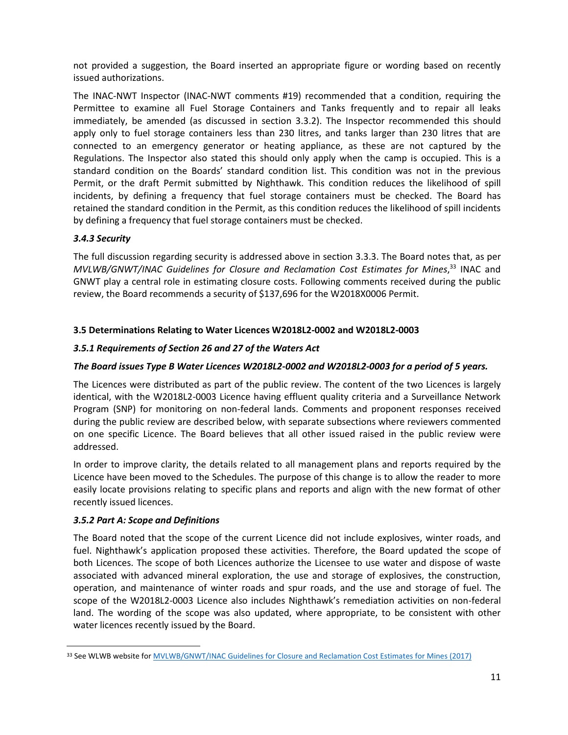not provided a suggestion, the Board inserted an appropriate figure or wording based on recently issued authorizations.

The INAC-NWT Inspector (INAC-NWT comments #19) recommended that a condition, requiring the Permittee to examine all Fuel Storage Containers and Tanks frequently and to repair all leaks immediately, be amended (as discussed in section 3.3.2). The Inspector recommended this should apply only to fuel storage containers less than 230 litres, and tanks larger than 230 litres that are connected to an emergency generator or heating appliance, as these are not captured by the Regulations. The Inspector also stated this should only apply when the camp is occupied. This is a standard condition on the Boards' standard condition list. This condition was not in the previous Permit, or the draft Permit submitted by Nighthawk. This condition reduces the likelihood of spill incidents, by defining a frequency that fuel storage containers must be checked. The Board has retained the standard condition in the Permit, as this condition reduces the likelihood of spill incidents by defining a frequency that fuel storage containers must be checked.

### *3.4.3 Security*

The full discussion regarding security is addressed above in section 3.3.3. The Board notes that, as per *MVLWB/GNWT/INAC Guidelines for Closure and Reclamation Cost Estimates for Mines*,[33] INAC and GNWT play a central role in estimating closure costs. Following comments received during the public review, the Board recommends a security of $137,696 for the W2018X0006 Permit.

## 3.5 Determinations Relating to Water Licences W2018L2-0002 and W2018L2-0003

### *3.5.1 Requirements of Section 26 and 27 of the Waters Act*

***The Board issues Type B Water Licences W2018L2-0002 and W2018L2-0003 for a period of 5 years.***

The Licences were distributed as part of the public review. The content of the two Licences is largely identical, with the W2018L2-0003 Licence having effluent quality criteria and a Surveillance Network Program (SNP) for monitoring on non-federal lands. Comments and proponent responses received during the public review are described below, with separate subsections where reviewers commented on one specific Licence. The Board believes that all other issued raised in the public review were addressed.

In order to improve clarity, the details related to all management plans and reports required by the Licence have been moved to the Schedules. The purpose of this change is to allow the reader to more easily locate provisions relating to specific plans and reports and align with the new format of other recently issued licences.

### *3.5.2 Part A: Scope and Definitions*

The Board noted that the scope of the current Licence did not include explosives, winter roads, and fuel. Nighthawk's application proposed these activities. Therefore, the Board updated the scope of both Licences. The scope of both Licences authorize the Licensee to use water and dispose of waste associated with advanced mineral exploration, the use and storage of explosives, the construction, operation, and maintenance of winter roads and spur roads, and the use and storage of fuel. The scope of the W2018L2-0003 Licence also includes Nighthawk's remediation activities on non-federal land. The wording of the scope was also updated, where appropriate, to be consistent with other water licences recently issued by the Board.

---

[33] See WLWB website for MVLWB/GNWT/INAC Guidelines for Closure and Reclamation Cost Estimates for Mines (2017)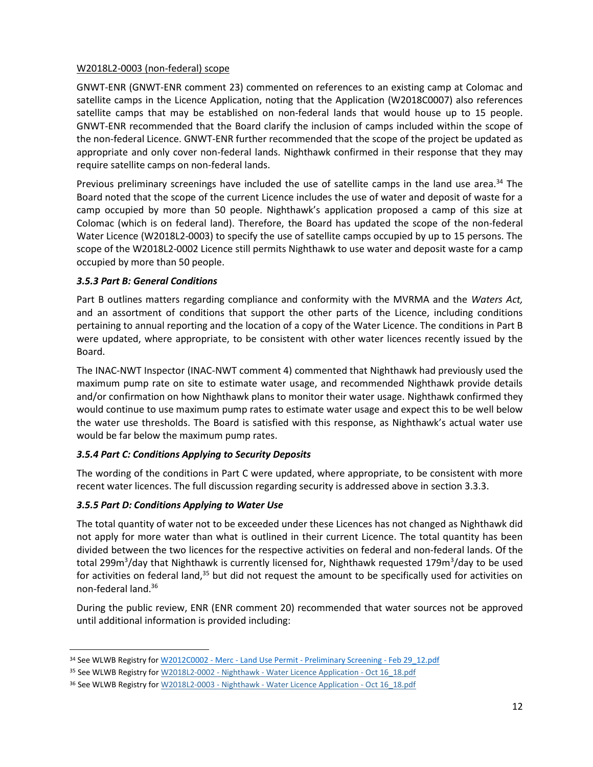W2018L2-0003 (non-federal) scope

GNWT-ENR (GNWT-ENR comment 23) commented on references to an existing camp at Colomac and satellite camps in the Licence Application, noting that the Application (W2018C0007) also references satellite camps that may be established on non-federal lands that would house up to 15 people. GNWT-ENR recommended that the Board clarify the inclusion of camps included within the scope of the non-federal Licence. GNWT-ENR further recommended that the scope of the project be updated as appropriate and only cover non-federal lands. Nighthawk confirmed in their response that they may require satellite camps on non-federal lands.

Previous preliminary screenings have included the use of satellite camps in the land use area.[34] The Board noted that the scope of the current Licence includes the use of water and deposit of waste for a camp occupied by more than 50 people. Nighthawk's application proposed a camp of this size at Colomac (which is on federal land). Therefore, the Board has updated the scope of the non-federal Water Licence (W2018L2-0003) to specify the use of satellite camps occupied by up to 15 persons. The scope of the W2018L2-0002 Licence still permits Nighthawk to use water and deposit waste for a camp occupied by more than 50 people.

### *3.5.3 Part B: General Conditions*

Part B outlines matters regarding compliance and conformity with the MVRMA and the *Waters Act,* and an assortment of conditions that support the other parts of the Licence, including conditions pertaining to annual reporting and the location of a copy of the Water Licence. The conditions in Part B were updated, where appropriate, to be consistent with other water licences recently issued by the Board.

The INAC-NWT Inspector (INAC-NWT comment 4) commented that Nighthawk had previously used the maximum pump rate on site to estimate water usage, and recommended Nighthawk provide details and/or confirmation on how Nighthawk plans to monitor their water usage. Nighthawk confirmed they would continue to use maximum pump rates to estimate water usage and expect this to be well below the water use thresholds. The Board is satisfied with this response, as Nighthawk's actual water use would be far below the maximum pump rates.

### *3.5.4 Part C: Conditions Applying to Security Deposits*

The wording of the conditions in Part C were updated, where appropriate, to be consistent with more recent water licences. The full discussion regarding security is addressed above in section 3.3.3.

### *3.5.5 Part D: Conditions Applying to Water Use*

The total quantity of water not to be exceeded under these Licences has not changed as Nighthawk did not apply for more water than what is outlined in their current Licence. The total quantity has been divided between the two licences for the respective activities on federal and non-federal lands. Of the total 299m$^3$/day that Nighthawk is currently licensed for, Nighthawk requested 179m$^3$/day to be used for activities on federal land,[35] but did not request the amount to be specifically used for activities on non-federal land.[36]

During the public review, ENR (ENR comment 20) recommended that water sources not be approved until additional information is provided including:

---

[34] See WLWB Registry for W2012C0002 - Merc - Land Use Permit - Preliminary Screening - Feb 29_12.pdf

[35] See WLWB Registry for W2018L2-0002 - Nighthawk - Water Licence Application - Oct 16_18.pdf

[36] See WLWB Registry for W2018L2-0003 - Nighthawk - Water Licence Application - Oct 16_18.pdf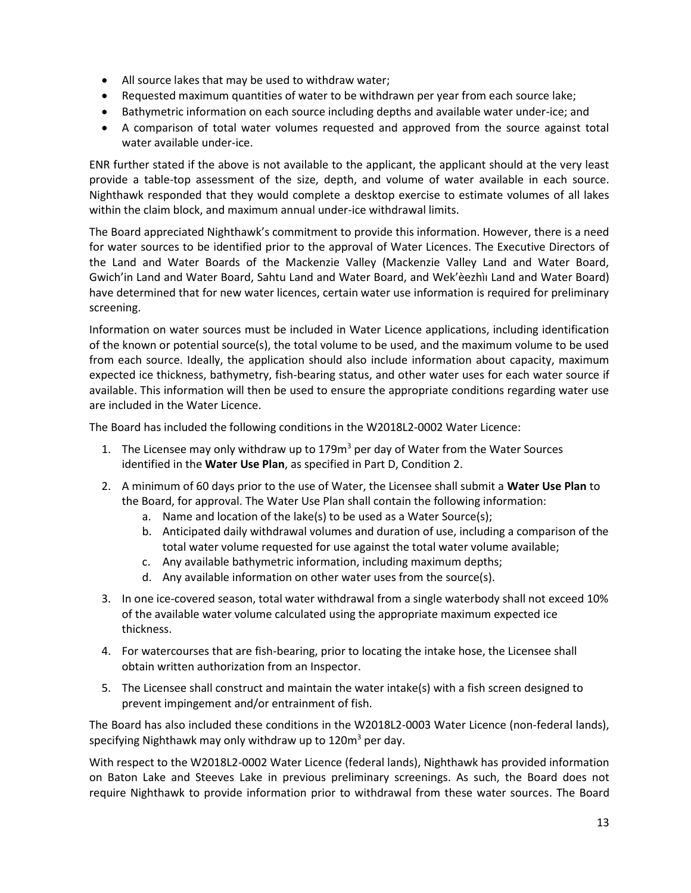- All source lakes that may be used to withdraw water;
- Requested maximum quantities of water to be withdrawn per year from each source lake;
- Bathymetric information on each source including depths and available water under-ice; and
- A comparison of total water volumes requested and approved from the source against total water available under-ice.

ENR further stated if the above is not available to the applicant, the applicant should at the very least provide a table-top assessment of the size, depth, and volume of water available in each source. Nighthawk responded that they would complete a desktop exercise to estimate volumes of all lakes within the claim block, and maximum annual under-ice withdrawal limits.

The Board appreciated Nighthawk's commitment to provide this information. However, there is a need for water sources to be identified prior to the approval of Water Licences. The Executive Directors of the Land and Water Boards of the Mackenzie Valley (Mackenzie Valley Land and Water Board, Gwich'in Land and Water Board, Sahtu Land and Water Board, and Wek'èezhìı Land and Water Board) have determined that for new water licences, certain water use information is required for preliminary screening.

Information on water sources must be included in Water Licence applications, including identification of the known or potential source(s), the total volume to be used, and the maximum volume to be used from each source. Ideally, the application should also include information about capacity, maximum expected ice thickness, bathymetry, fish-bearing status, and other water uses for each water source if available. This information will then be used to ensure the appropriate conditions regarding water use are included in the Water Licence.

The Board has included the following conditions in the W2018L2-0002 Water Licence:

1. The Licensee may only withdraw up to 179m$^3$ per day of Water from the Water Sources identified in the **Water Use Plan**, as specified in Part D, Condition 2.
2. A minimum of 60 days prior to the use of Water, the Licensee shall submit a **Water Use Plan** to the Board, for approval. The Water Use Plan shall contain the following information:
   a. Name and location of the lake(s) to be used as a Water Source(s);
   b. Anticipated daily withdrawal volumes and duration of use, including a comparison of the total water volume requested for use against the total water volume available;
   c. Any available bathymetric information, including maximum depths;
   d. Any available information on other water uses from the source(s).
3. In one ice-covered season, total water withdrawal from a single waterbody shall not exceed 10% of the available water volume calculated using the appropriate maximum expected ice thickness.
4. For watercourses that are fish-bearing, prior to locating the intake hose, the Licensee shall obtain written authorization from an Inspector.
5. The Licensee shall construct and maintain the water intake(s) with a fish screen designed to prevent impingement and/or entrainment of fish.

The Board has also included these conditions in the W2018L2-0003 Water Licence (non-federal lands), specifying Nighthawk may only withdraw up to 120m$^3$ per day.

With respect to the W2018L2-0002 Water Licence (federal lands), Nighthawk has provided information on Baton Lake and Steeves Lake in previous preliminary screenings. As such, the Board does not require Nighthawk to provide information prior to withdrawal from these water sources. The Board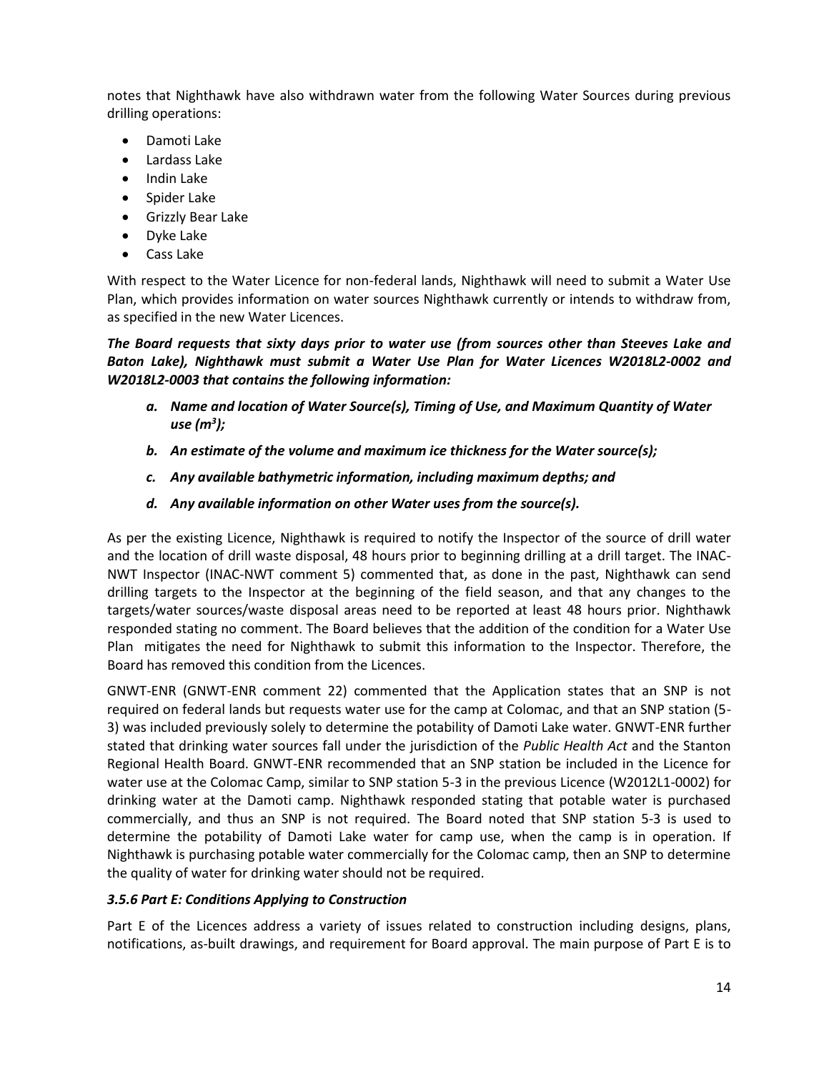notes that Nighthawk have also withdrawn water from the following Water Sources during previous drilling operations:

- Damoti Lake
- Lardass Lake
- Indin Lake
- Spider Lake
- Grizzly Bear Lake
- Dyke Lake
- Cass Lake

With respect to the Water Licence for non-federal lands, Nighthawk will need to submit a Water Use Plan, which provides information on water sources Nighthawk currently or intends to withdraw from, as specified in the new Water Licences.

***The Board requests that sixty days prior to water use (from sources other than Steeves Lake and Baton Lake), Nighthawk must submit a Water Use Plan for Water Licences W2018L2-0002 and W2018L2-0003 that contains the following information:***

- ***a. Name and location of Water Source(s), Timing of Use, and Maximum Quantity of Water use ($m^3$);***
- ***b. An estimate of the volume and maximum ice thickness for the Water source(s);***
- ***c. Any available bathymetric information, including maximum depths; and***
- ***d. Any available information on other Water uses from the source(s).***

As per the existing Licence, Nighthawk is required to notify the Inspector of the source of drill water and the location of drill waste disposal, 48 hours prior to beginning drilling at a drill target. The INAC-NWT Inspector (INAC-NWT comment 5) commented that, as done in the past, Nighthawk can send drilling targets to the Inspector at the beginning of the field season, and that any changes to the targets/water sources/waste disposal areas need to be reported at least 48 hours prior. Nighthawk responded stating no comment. The Board believes that the addition of the condition for a Water Use Plan mitigates the need for Nighthawk to submit this information to the Inspector. Therefore, the Board has removed this condition from the Licences.

GNWT-ENR (GNWT-ENR comment 22) commented that the Application states that an SNP is not required on federal lands but requests water use for the camp at Colomac, and that an SNP station (5-3) was included previously solely to determine the potability of Damoti Lake water. GNWT-ENR further stated that drinking water sources fall under the jurisdiction of the *Public Health Act* and the Stanton Regional Health Board. GNWT-ENR recommended that an SNP station be included in the Licence for water use at the Colomac Camp, similar to SNP station 5-3 in the previous Licence (W2012L1-0002) for drinking water at the Damoti camp. Nighthawk responded stating that potable water is purchased commercially, and thus an SNP is not required. The Board noted that SNP station 5-3 is used to determine the potability of Damoti Lake water for camp use, when the camp is in operation. If Nighthawk is purchasing potable water commercially for the Colomac camp, then an SNP to determine the quality of water for drinking water should not be required.

### *3.5.6 Part E: Conditions Applying to Construction*

Part E of the Licences address a variety of issues related to construction including designs, plans, notifications, as-built drawings, and requirement for Board approval. The main purpose of Part E is to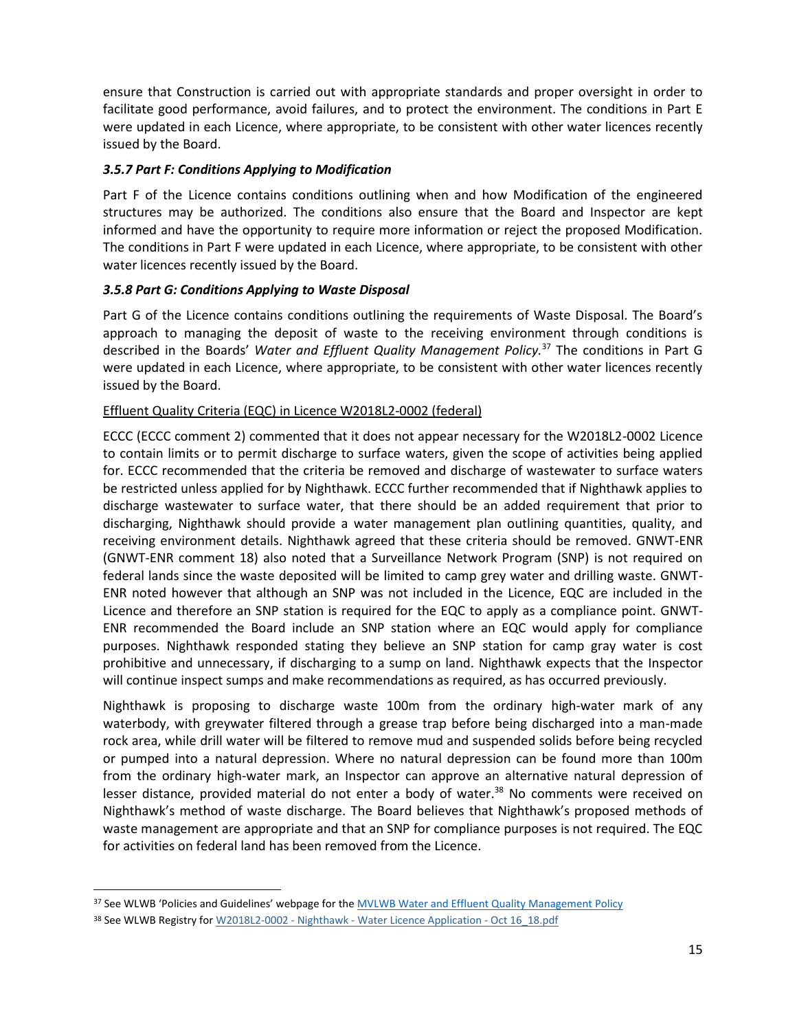ensure that Construction is carried out with appropriate standards and proper oversight in order to facilitate good performance, avoid failures, and to protect the environment. The conditions in Part E were updated in each Licence, where appropriate, to be consistent with other water licences recently issued by the Board.

### *3.5.7 Part F: Conditions Applying to Modification*

Part F of the Licence contains conditions outlining when and how Modification of the engineered structures may be authorized. The conditions also ensure that the Board and Inspector are kept informed and have the opportunity to require more information or reject the proposed Modification. The conditions in Part F were updated in each Licence, where appropriate, to be consistent with other water licences recently issued by the Board.

### *3.5.8 Part G: Conditions Applying to Waste Disposal*

Part G of the Licence contains conditions outlining the requirements of Waste Disposal. The Board's approach to managing the deposit of waste to the receiving environment through conditions is described in the Boards' *Water and Effluent Quality Management Policy.*[37] The conditions in Part G were updated in each Licence, where appropriate, to be consistent with other water licences recently issued by the Board.

Effluent Quality Criteria (EQC) in Licence W2018L2-0002 (federal)

ECCC (ECCC comment 2) commented that it does not appear necessary for the W2018L2-0002 Licence to contain limits or to permit discharge to surface waters, given the scope of activities being applied for. ECCC recommended that the criteria be removed and discharge of wastewater to surface waters be restricted unless applied for by Nighthawk. ECCC further recommended that if Nighthawk applies to discharge wastewater to surface water, that there should be an added requirement that prior to discharging, Nighthawk should provide a water management plan outlining quantities, quality, and receiving environment details. Nighthawk agreed that these criteria should be removed. GNWT-ENR (GNWT-ENR comment 18) also noted that a Surveillance Network Program (SNP) is not required on federal lands since the waste deposited will be limited to camp grey water and drilling waste. GNWT-ENR noted however that although an SNP was not included in the Licence, EQC are included in the Licence and therefore an SNP station is required for the EQC to apply as a compliance point. GNWT-ENR recommended the Board include an SNP station where an EQC would apply for compliance purposes. Nighthawk responded stating they believe an SNP station for camp gray water is cost prohibitive and unnecessary, if discharging to a sump on land. Nighthawk expects that the Inspector will continue inspect sumps and make recommendations as required, as has occurred previously.

Nighthawk is proposing to discharge waste 100m from the ordinary high-water mark of any waterbody, with greywater filtered through a grease trap before being discharged into a man-made rock area, while drill water will be filtered to remove mud and suspended solids before being recycled or pumped into a natural depression. Where no natural depression can be found more than 100m from the ordinary high-water mark, an Inspector can approve an alternative natural depression of lesser distance, provided material do not enter a body of water.[38] No comments were received on Nighthawk's method of waste discharge. The Board believes that Nighthawk's proposed methods of waste management are appropriate and that an SNP for compliance purposes is not required. The EQC for activities on federal land has been removed from the Licence.

---

[37] See WLWB 'Policies and Guidelines' webpage for the MVLWB Water and Effluent Quality Management Policy

[38] See WLWB Registry for W2018L2-0002 - Nighthawk - Water Licence Application - Oct 16_18.pdf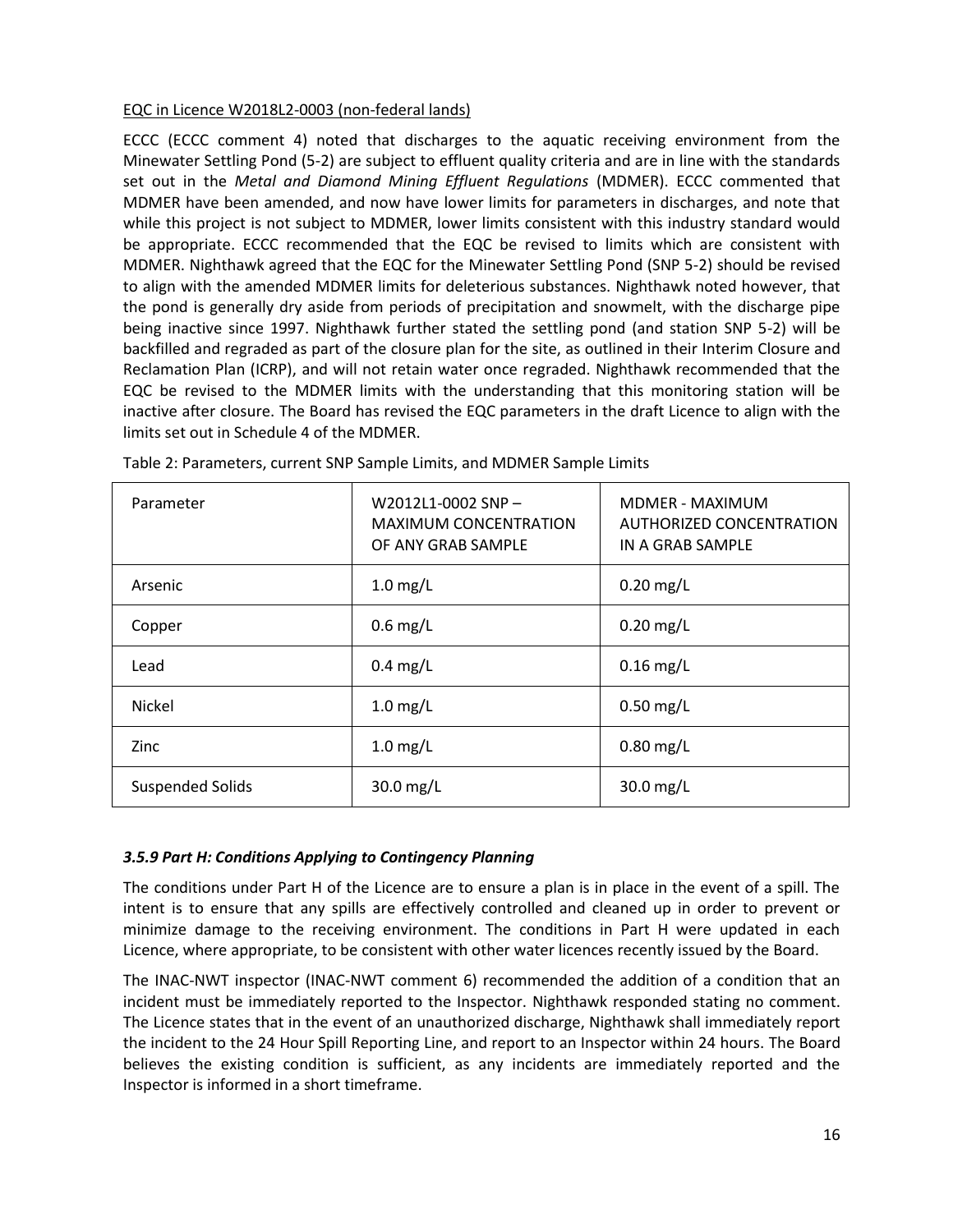<u>EQC in Licence W2018L2-0003 (non-federal lands)</u>

ECCC (ECCC comment 4) noted that discharges to the aquatic receiving environment from the Minewater Settling Pond (5-2) are subject to effluent quality criteria and are in line with the standards set out in the *Metal and Diamond Mining Effluent Regulations* (MDMER). ECCC commented that MDMER have been amended, and now have lower limits for parameters in discharges, and note that while this project is not subject to MDMER, lower limits consistent with this industry standard would be appropriate. ECCC recommended that the EQC be revised to limits which are consistent with MDMER. Nighthawk agreed that the EQC for the Minewater Settling Pond (SNP 5-2) should be revised to align with the amended MDMER limits for deleterious substances. Nighthawk noted however, that the pond is generally dry aside from periods of precipitation and snowmelt, with the discharge pipe being inactive since 1997. Nighthawk further stated the settling pond (and station SNP 5-2) will be backfilled and regraded as part of the closure plan for the site, as outlined in their Interim Closure and Reclamation Plan (ICRP), and will not retain water once regraded. Nighthawk recommended that the EQC be revised to the MDMER limits with the understanding that this monitoring station will be inactive after closure. The Board has revised the EQC parameters in the draft Licence to align with the limits set out in Schedule 4 of the MDMER.

Table 2: Parameters, current SNP Sample Limits, and MDMER Sample Limits

| Parameter | W2012L1-0002 SNP – MAXIMUM CONCENTRATION OF ANY GRAB SAMPLE | MDMER - MAXIMUM AUTHORIZED CONCENTRATION IN A GRAB SAMPLE |
|---|---|---|
| Arsenic | 1.0 mg/L | 0.20 mg/L |
| Copper | 0.6 mg/L | 0.20 mg/L |
| Lead | 0.4 mg/L | 0.16 mg/L |
| Nickel | 1.0 mg/L | 0.50 mg/L |
| Zinc | 1.0 mg/L | 0.80 mg/L |
| Suspended Solids | 30.0 mg/L | 30.0 mg/L |

### *3.5.9 Part H: Conditions Applying to Contingency Planning*

The conditions under Part H of the Licence are to ensure a plan is in place in the event of a spill. The intent is to ensure that any spills are effectively controlled and cleaned up in order to prevent or minimize damage to the receiving environment. The conditions in Part H were updated in each Licence, where appropriate, to be consistent with other water licences recently issued by the Board.

The INAC-NWT inspector (INAC-NWT comment 6) recommended the addition of a condition that an incident must be immediately reported to the Inspector. Nighthawk responded stating no comment. The Licence states that in the event of an unauthorized discharge, Nighthawk shall immediately report the incident to the 24 Hour Spill Reporting Line, and report to an Inspector within 24 hours. The Board believes the existing condition is sufficient, as any incidents are immediately reported and the Inspector is informed in a short timeframe.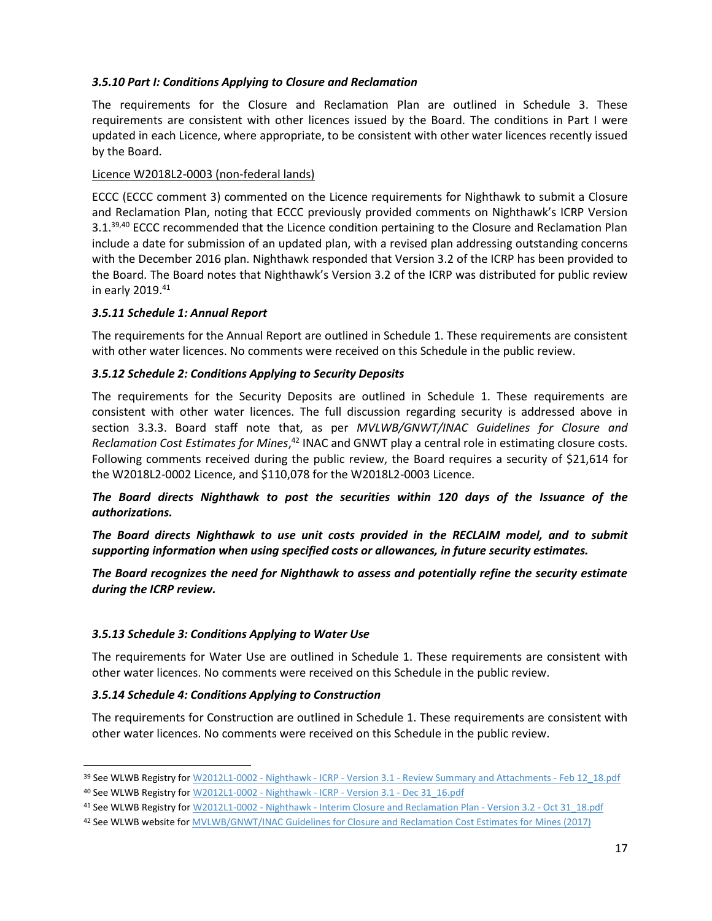### *3.5.10 Part I: Conditions Applying to Closure and Reclamation*

The requirements for the Closure and Reclamation Plan are outlined in Schedule 3. These requirements are consistent with other licences issued by the Board. The conditions in Part I were updated in each Licence, where appropriate, to be consistent with other water licences recently issued by the Board.

Licence W2018L2-0003 (non-federal lands)

ECCC (ECCC comment 3) commented on the Licence requirements for Nighthawk to submit a Closure and Reclamation Plan, noting that ECCC previously provided comments on Nighthawk's ICRP Version 3.1.[39,40] ECCC recommended that the Licence condition pertaining to the Closure and Reclamation Plan include a date for submission of an updated plan, with a revised plan addressing outstanding concerns with the December 2016 plan. Nighthawk responded that Version 3.2 of the ICRP has been provided to the Board. The Board notes that Nighthawk's Version 3.2 of the ICRP was distributed for public review in early 2019.[41]

### *3.5.11 Schedule 1: Annual Report*

The requirements for the Annual Report are outlined in Schedule 1. These requirements are consistent with other water licences. No comments were received on this Schedule in the public review.

### *3.5.12 Schedule 2: Conditions Applying to Security Deposits*

The requirements for the Security Deposits are outlined in Schedule 1. These requirements are consistent with other water licences. The full discussion regarding security is addressed above in section 3.3.3. Board staff note that, as per *MVLWB/GNWT/INAC Guidelines for Closure and Reclamation Cost Estimates for Mines*,[42] INAC and GNWT play a central role in estimating closure costs. Following comments received during the public review, the Board requires a security of $21,614 for the W2018L2-0002 Licence, and $110,078 for the W2018L2-0003 Licence.

***The Board directs Nighthawk to post the securities within 120 days of the Issuance of the authorizations.***

***The Board directs Nighthawk to use unit costs provided in the RECLAIM model, and to submit supporting information when using specified costs or allowances, in future security estimates.***

***The Board recognizes the need for Nighthawk to assess and potentially refine the security estimate during the ICRP review.***

### *3.5.13 Schedule 3: Conditions Applying to Water Use*

The requirements for Water Use are outlined in Schedule 1. These requirements are consistent with other water licences. No comments were received on this Schedule in the public review.

### *3.5.14 Schedule 4: Conditions Applying to Construction*

The requirements for Construction are outlined in Schedule 1. These requirements are consistent with other water licences. No comments were received on this Schedule in the public review.

---

[39] See WLWB Registry for W2012L1-0002 - Nighthawk - ICRP - Version 3.1 - Review Summary and Attachments - Feb 12_18.pdf

[40] See WLWB Registry for W2012L1-0002 - Nighthawk - ICRP - Version 3.1 - Dec 31_16.pdf

[41] See WLWB Registry for W2012L1-0002 - Nighthawk - Interim Closure and Reclamation Plan - Version 3.2 - Oct 31_18.pdf

[42] See WLWB website for MVLWB/GNWT/INAC Guidelines for Closure and Reclamation Cost Estimates for Mines (2017)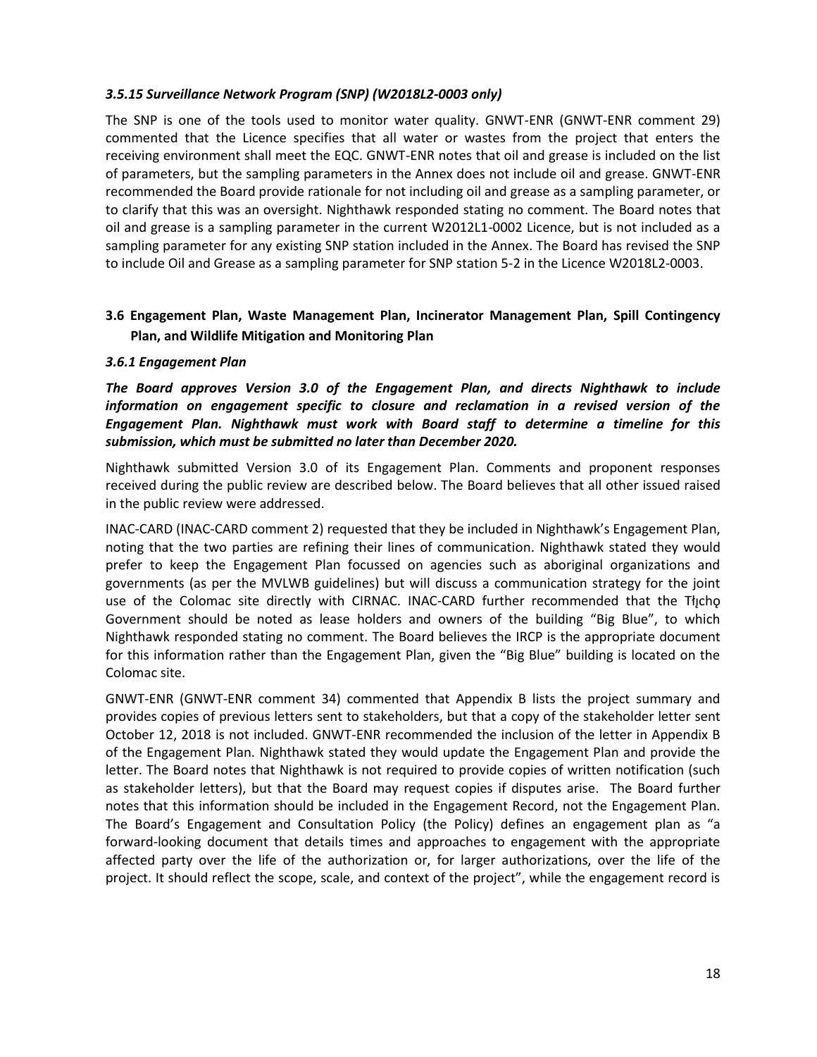#### *3.5.15 Surveillance Network Program (SNP) (W2018L2-0003 only)*

The SNP is one of the tools used to monitor water quality. GNWT-ENR (GNWT-ENR comment 29) commented that the Licence specifies that all water or wastes from the project that enters the receiving environment shall meet the EQC. GNWT-ENR notes that oil and grease is included on the list of parameters, but the sampling parameters in the Annex does not include oil and grease. GNWT-ENR recommended the Board provide rationale for not including oil and grease as a sampling parameter, or to clarify that this was an oversight. Nighthawk responded stating no comment. The Board notes that oil and grease is a sampling parameter in the current W2012L1-0002 Licence, but is not included as a sampling parameter for any existing SNP station included in the Annex. The Board has revised the SNP to include Oil and Grease as a sampling parameter for SNP station 5-2 in the Licence W2018L2-0003.

### 3.6 Engagement Plan, Waste Management Plan, Incinerator Management Plan, Spill Contingency Plan, and Wildlife Mitigation and Monitoring Plan

#### *3.6.1 Engagement Plan*

***The Board approves Version 3.0 of the Engagement Plan, and directs Nighthawk to include information on engagement specific to closure and reclamation in a revised version of the Engagement Plan. Nighthawk must work with Board staff to determine a timeline for this submission, which must be submitted no later than December 2020.***

Nighthawk submitted Version 3.0 of its Engagement Plan. Comments and proponent responses received during the public review are described below. The Board believes that all other issued raised in the public review were addressed.

INAC-CARD (INAC-CARD comment 2) requested that they be included in Nighthawk's Engagement Plan, noting that the two parties are refining their lines of communication. Nighthawk stated they would prefer to keep the Engagement Plan focussed on agencies such as aboriginal organizations and governments (as per the MVLWB guidelines) but will discuss a communication strategy for the joint use of the Colomac site directly with CIRNAC. INAC-CARD further recommended that the Tłı̨chǫ Government should be noted as lease holders and owners of the building "Big Blue", to which Nighthawk responded stating no comment. The Board believes the IRCP is the appropriate document for this information rather than the Engagement Plan, given the "Big Blue" building is located on the Colomac site.

GNWT-ENR (GNWT-ENR comment 34) commented that Appendix B lists the project summary and provides copies of previous letters sent to stakeholders, but that a copy of the stakeholder letter sent October 12, 2018 is not included. GNWT-ENR recommended the inclusion of the letter in Appendix B of the Engagement Plan. Nighthawk stated they would update the Engagement Plan and provide the letter. The Board notes that Nighthawk is not required to provide copies of written notification (such as stakeholder letters), but that the Board may request copies if disputes arise. The Board further notes that this information should be included in the Engagement Record, not the Engagement Plan. The Board's Engagement and Consultation Policy (the Policy) defines an engagement plan as "a forward-looking document that details times and approaches to engagement with the appropriate affected party over the life of the authorization or, for larger authorizations, over the life of the project. It should reflect the scope, scale, and context of the project", while the engagement record is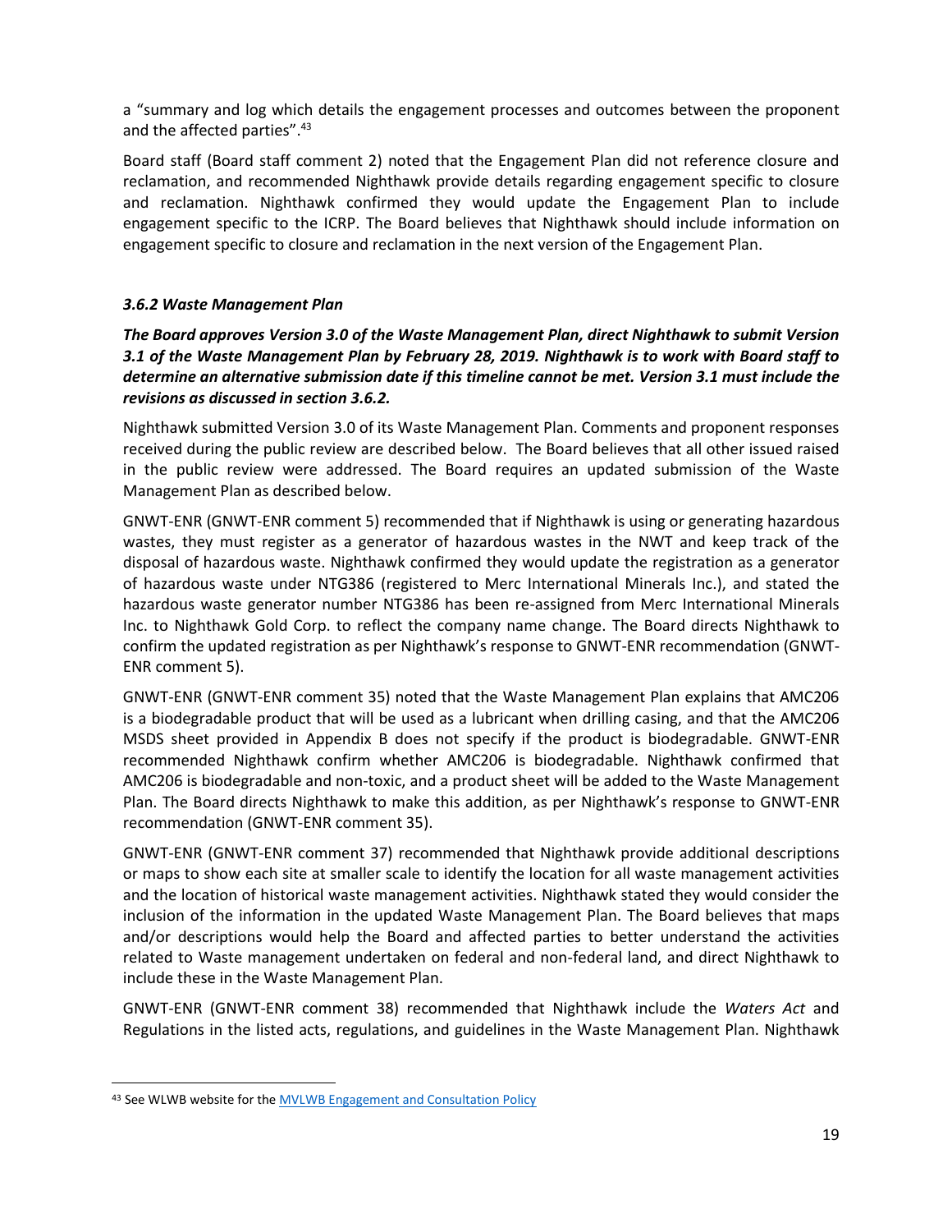a "summary and log which details the engagement processes and outcomes between the proponent and the affected parties".[43]

Board staff (Board staff comment 2) noted that the Engagement Plan did not reference closure and reclamation, and recommended Nighthawk provide details regarding engagement specific to closure and reclamation. Nighthawk confirmed they would update the Engagement Plan to include engagement specific to the ICRP. The Board believes that Nighthawk should include information on engagement specific to closure and reclamation in the next version of the Engagement Plan.

### *3.6.2 Waste Management Plan*

***The Board approves Version 3.0 of the Waste Management Plan, direct Nighthawk to submit Version 3.1 of the Waste Management Plan by February 28, 2019. Nighthawk is to work with Board staff to determine an alternative submission date if this timeline cannot be met. Version 3.1 must include the revisions as discussed in section 3.6.2.***

Nighthawk submitted Version 3.0 of its Waste Management Plan. Comments and proponent responses received during the public review are described below. The Board believes that all other issued raised in the public review were addressed. The Board requires an updated submission of the Waste Management Plan as described below.

GNWT-ENR (GNWT-ENR comment 5) recommended that if Nighthawk is using or generating hazardous wastes, they must register as a generator of hazardous wastes in the NWT and keep track of the disposal of hazardous waste. Nighthawk confirmed they would update the registration as a generator of hazardous waste under NTG386 (registered to Merc International Minerals Inc.), and stated the hazardous waste generator number NTG386 has been re-assigned from Merc International Minerals Inc. to Nighthawk Gold Corp. to reflect the company name change. The Board directs Nighthawk to confirm the updated registration as per Nighthawk's response to GNWT-ENR recommendation (GNWT-ENR comment 5).

GNWT-ENR (GNWT-ENR comment 35) noted that the Waste Management Plan explains that AMC206 is a biodegradable product that will be used as a lubricant when drilling casing, and that the AMC206 MSDS sheet provided in Appendix B does not specify if the product is biodegradable. GNWT-ENR recommended Nighthawk confirm whether AMC206 is biodegradable. Nighthawk confirmed that AMC206 is biodegradable and non-toxic, and a product sheet will be added to the Waste Management Plan. The Board directs Nighthawk to make this addition, as per Nighthawk's response to GNWT-ENR recommendation (GNWT-ENR comment 35).

GNWT-ENR (GNWT-ENR comment 37) recommended that Nighthawk provide additional descriptions or maps to show each site at smaller scale to identify the location for all waste management activities and the location of historical waste management activities. Nighthawk stated they would consider the inclusion of the information in the updated Waste Management Plan. The Board believes that maps and/or descriptions would help the Board and affected parties to better understand the activities related to Waste management undertaken on federal and non-federal land, and direct Nighthawk to include these in the Waste Management Plan.

GNWT-ENR (GNWT-ENR comment 38) recommended that Nighthawk include the *Waters Act* and Regulations in the listed acts, regulations, and guidelines in the Waste Management Plan. Nighthawk

---

[43] See WLWB website for the [MVLWB Engagement and Consultation Policy]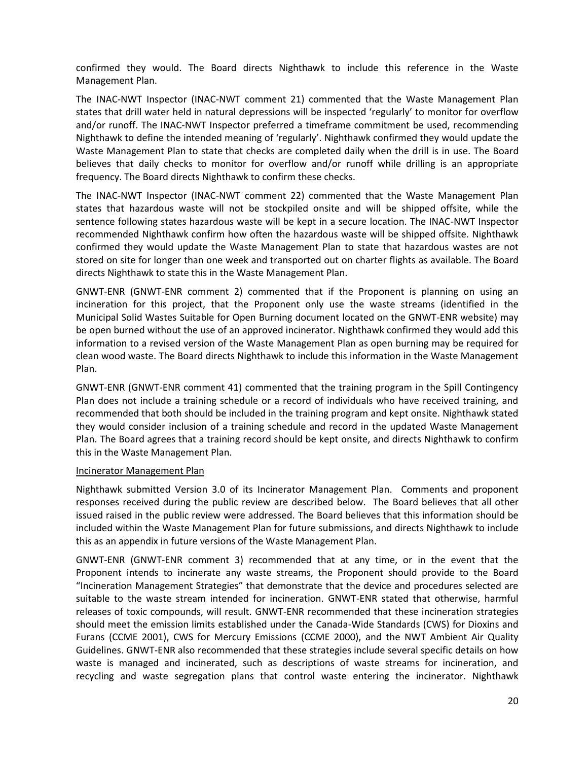confirmed they would. The Board directs Nighthawk to include this reference in the Waste Management Plan.

The INAC-NWT Inspector (INAC-NWT comment 21) commented that the Waste Management Plan states that drill water held in natural depressions will be inspected 'regularly' to monitor for overflow and/or runoff. The INAC-NWT Inspector preferred a timeframe commitment be used, recommending Nighthawk to define the intended meaning of 'regularly'. Nighthawk confirmed they would update the Waste Management Plan to state that checks are completed daily when the drill is in use. The Board believes that daily checks to monitor for overflow and/or runoff while drilling is an appropriate frequency. The Board directs Nighthawk to confirm these checks.

The INAC-NWT Inspector (INAC-NWT comment 22) commented that the Waste Management Plan states that hazardous waste will not be stockpiled onsite and will be shipped offsite, while the sentence following states hazardous waste will be kept in a secure location. The INAC-NWT Inspector recommended Nighthawk confirm how often the hazardous waste will be shipped offsite. Nighthawk confirmed they would update the Waste Management Plan to state that hazardous wastes are not stored on site for longer than one week and transported out on charter flights as available. The Board directs Nighthawk to state this in the Waste Management Plan.

GNWT-ENR (GNWT-ENR comment 2) commented that if the Proponent is planning on using an incineration for this project, that the Proponent only use the waste streams (identified in the Municipal Solid Wastes Suitable for Open Burning document located on the GNWT-ENR website) may be open burned without the use of an approved incinerator. Nighthawk confirmed they would add this information to a revised version of the Waste Management Plan as open burning may be required for clean wood waste. The Board directs Nighthawk to include this information in the Waste Management Plan.

GNWT-ENR (GNWT-ENR comment 41) commented that the training program in the Spill Contingency Plan does not include a training schedule or a record of individuals who have received training, and recommended that both should be included in the training program and kept onsite. Nighthawk stated they would consider inclusion of a training schedule and record in the updated Waste Management Plan. The Board agrees that a training record should be kept onsite, and directs Nighthawk to confirm this in the Waste Management Plan.

Incinerator Management Plan

Nighthawk submitted Version 3.0 of its Incinerator Management Plan. Comments and proponent responses received during the public review are described below. The Board believes that all other issued raised in the public review were addressed. The Board believes that this information should be included within the Waste Management Plan for future submissions, and directs Nighthawk to include this as an appendix in future versions of the Waste Management Plan.

GNWT-ENR (GNWT-ENR comment 3) recommended that at any time, or in the event that the Proponent intends to incinerate any waste streams, the Proponent should provide to the Board "Incineration Management Strategies" that demonstrate that the device and procedures selected are suitable to the waste stream intended for incineration. GNWT-ENR stated that otherwise, harmful releases of toxic compounds, will result. GNWT-ENR recommended that these incineration strategies should meet the emission limits established under the Canada-Wide Standards (CWS) for Dioxins and Furans (CCME 2001), CWS for Mercury Emissions (CCME 2000), and the NWT Ambient Air Quality Guidelines. GNWT-ENR also recommended that these strategies include several specific details on how waste is managed and incinerated, such as descriptions of waste streams for incineration, and recycling and waste segregation plans that control waste entering the incinerator. Nighthawk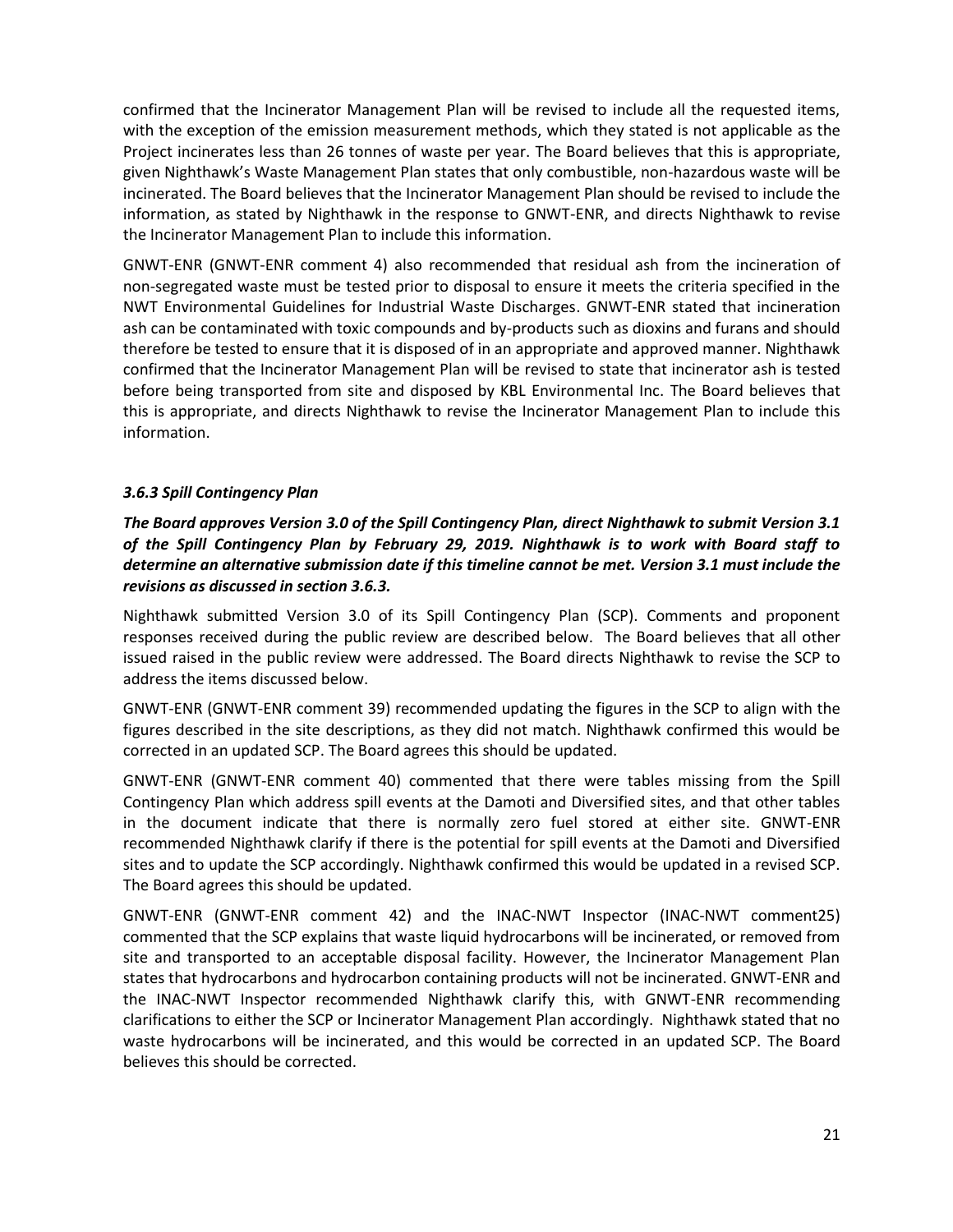confirmed that the Incinerator Management Plan will be revised to include all the requested items, with the exception of the emission measurement methods, which they stated is not applicable as the Project incinerates less than 26 tonnes of waste per year. The Board believes that this is appropriate, given Nighthawk's Waste Management Plan states that only combustible, non-hazardous waste will be incinerated. The Board believes that the Incinerator Management Plan should be revised to include the information, as stated by Nighthawk in the response to GNWT-ENR, and directs Nighthawk to revise the Incinerator Management Plan to include this information.

GNWT-ENR (GNWT-ENR comment 4) also recommended that residual ash from the incineration of non-segregated waste must be tested prior to disposal to ensure it meets the criteria specified in the NWT Environmental Guidelines for Industrial Waste Discharges. GNWT-ENR stated that incineration ash can be contaminated with toxic compounds and by-products such as dioxins and furans and should therefore be tested to ensure that it is disposed of in an appropriate and approved manner. Nighthawk confirmed that the Incinerator Management Plan will be revised to state that incinerator ash is tested before being transported from site and disposed by KBL Environmental Inc. The Board believes that this is appropriate, and directs Nighthawk to revise the Incinerator Management Plan to include this information.

### *3.6.3 Spill Contingency Plan*

***The Board approves Version 3.0 of the Spill Contingency Plan, direct Nighthawk to submit Version 3.1 of the Spill Contingency Plan by February 29, 2019. Nighthawk is to work with Board staff to determine an alternative submission date if this timeline cannot be met. Version 3.1 must include the revisions as discussed in section 3.6.3.***

Nighthawk submitted Version 3.0 of its Spill Contingency Plan (SCP). Comments and proponent responses received during the public review are described below. The Board believes that all other issued raised in the public review were addressed. The Board directs Nighthawk to revise the SCP to address the items discussed below.

GNWT-ENR (GNWT-ENR comment 39) recommended updating the figures in the SCP to align with the figures described in the site descriptions, as they did not match. Nighthawk confirmed this would be corrected in an updated SCP. The Board agrees this should be updated.

GNWT-ENR (GNWT-ENR comment 40) commented that there were tables missing from the Spill Contingency Plan which address spill events at the Damoti and Diversified sites, and that other tables in the document indicate that there is normally zero fuel stored at either site. GNWT-ENR recommended Nighthawk clarify if there is the potential for spill events at the Damoti and Diversified sites and to update the SCP accordingly. Nighthawk confirmed this would be updated in a revised SCP. The Board agrees this should be updated.

GNWT-ENR (GNWT-ENR comment 42) and the INAC-NWT Inspector (INAC-NWT comment25) commented that the SCP explains that waste liquid hydrocarbons will be incinerated, or removed from site and transported to an acceptable disposal facility. However, the Incinerator Management Plan states that hydrocarbons and hydrocarbon containing products will not be incinerated. GNWT-ENR and the INAC-NWT Inspector recommended Nighthawk clarify this, with GNWT-ENR recommending clarifications to either the SCP or Incinerator Management Plan accordingly. Nighthawk stated that no waste hydrocarbons will be incinerated, and this would be corrected in an updated SCP. The Board believes this should be corrected.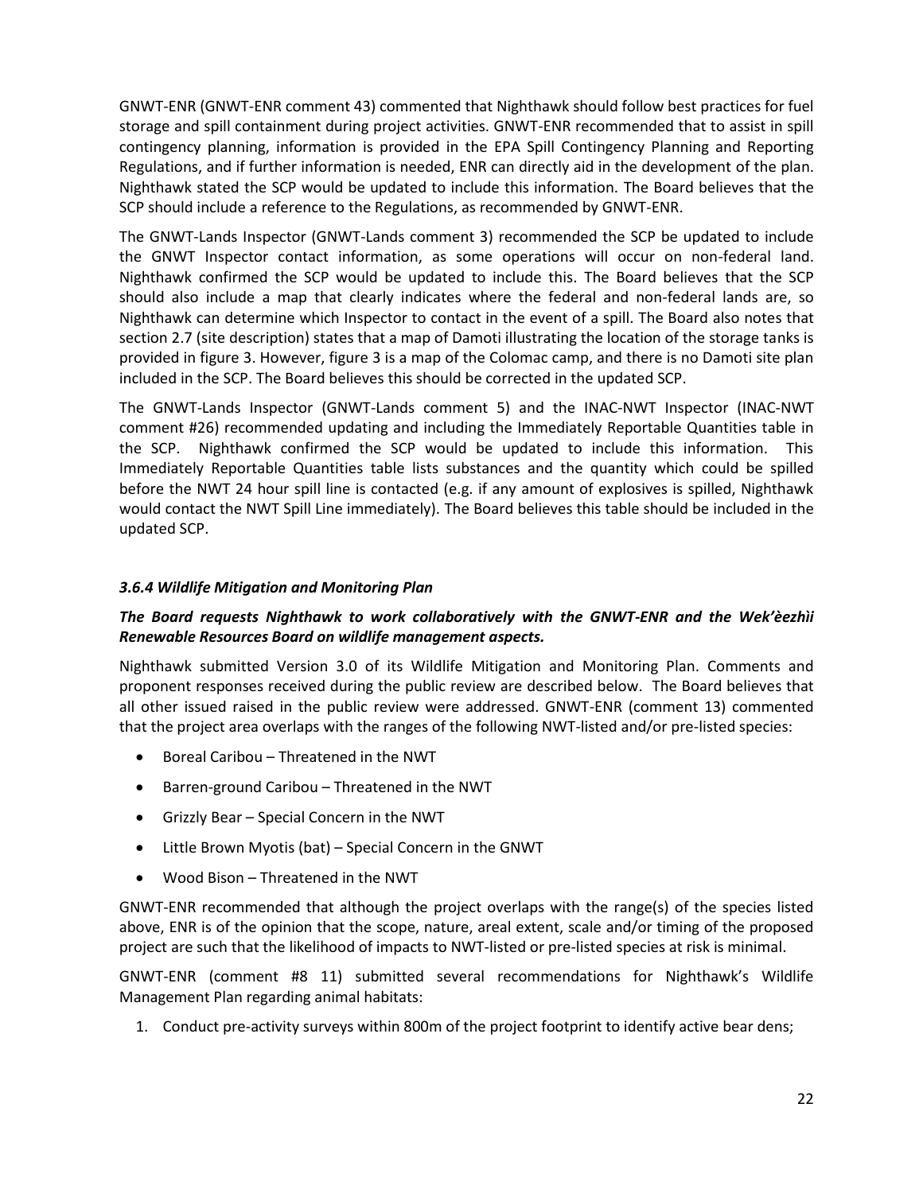GNWT-ENR (GNWT-ENR comment 43) commented that Nighthawk should follow best practices for fuel storage and spill containment during project activities. GNWT-ENR recommended that to assist in spill contingency planning, information is provided in the EPA Spill Contingency Planning and Reporting Regulations, and if further information is needed, ENR can directly aid in the development of the plan. Nighthawk stated the SCP would be updated to include this information. The Board believes that the SCP should include a reference to the Regulations, as recommended by GNWT-ENR.

The GNWT-Lands Inspector (GNWT-Lands comment 3) recommended the SCP be updated to include the GNWT Inspector contact information, as some operations will occur on non-federal land. Nighthawk confirmed the SCP would be updated to include this. The Board believes that the SCP should also include a map that clearly indicates where the federal and non-federal lands are, so Nighthawk can determine which Inspector to contact in the event of a spill. The Board also notes that section 2.7 (site description) states that a map of Damoti illustrating the location of the storage tanks is provided in figure 3. However, figure 3 is a map of the Colomac camp, and there is no Damoti site plan included in the SCP. The Board believes this should be corrected in the updated SCP.

The GNWT-Lands Inspector (GNWT-Lands comment 5) and the INAC-NWT Inspector (INAC-NWT comment #26) recommended updating and including the Immediately Reportable Quantities table in the SCP. Nighthawk confirmed the SCP would be updated to include this information. This Immediately Reportable Quantities table lists substances and the quantity which could be spilled before the NWT 24 hour spill line is contacted (e.g. if any amount of explosives is spilled, Nighthawk would contact the NWT Spill Line immediately). The Board believes this table should be included in the updated SCP.

### *3.6.4 Wildlife Mitigation and Monitoring Plan*

***The Board requests Nighthawk to work collaboratively with the GNWT-ENR and the Wek'èezhìi Renewable Resources Board on wildlife management aspects.***

Nighthawk submitted Version 3.0 of its Wildlife Mitigation and Monitoring Plan. Comments and proponent responses received during the public review are described below. The Board believes that all other issued raised in the public review were addressed. GNWT-ENR (comment 13) commented that the project area overlaps with the ranges of the following NWT-listed and/or pre-listed species:

- Boreal Caribou – Threatened in the NWT
- Barren-ground Caribou – Threatened in the NWT
- Grizzly Bear – Special Concern in the NWT
- Little Brown Myotis (bat) – Special Concern in the GNWT
- Wood Bison – Threatened in the NWT

GNWT-ENR recommended that although the project overlaps with the range(s) of the species listed above, ENR is of the opinion that the scope, nature, areal extent, scale and/or timing of the proposed project are such that the likelihood of impacts to NWT-listed or pre-listed species at risk is minimal.

GNWT-ENR (comment #8 11) submitted several recommendations for Nighthawk's Wildlife Management Plan regarding animal habitats:

1. Conduct pre-activity surveys within 800m of the project footprint to identify active bear dens;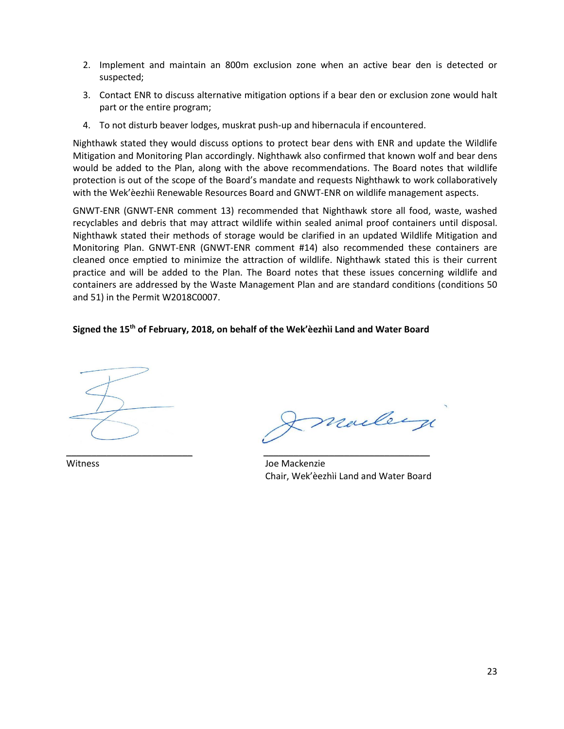2. Implement and maintain an 800m exclusion zone when an active bear den is detected or suspected;
3. Contact ENR to discuss alternative mitigation options if a bear den or exclusion zone would halt part or the entire program;
4. To not disturb beaver lodges, muskrat push-up and hibernacula if encountered.

Nighthawk stated they would discuss options to protect bear dens with ENR and update the Wildlife Mitigation and Monitoring Plan accordingly. Nighthawk also confirmed that known wolf and bear dens would be added to the Plan, along with the above recommendations. The Board notes that wildlife protection is out of the scope of the Board's mandate and requests Nighthawk to work collaboratively with the Wek'èezhìi Renewable Resources Board and GNWT-ENR on wildlife management aspects.

GNWT-ENR (GNWT-ENR comment 13) recommended that Nighthawk store all food, waste, washed recyclables and debris that may attract wildlife within sealed animal proof containers until disposal. Nighthawk stated their methods of storage would be clarified in an updated Wildlife Mitigation and Monitoring Plan. GNWT-ENR (GNWT-ENR comment #14) also recommended these containers are cleaned once emptied to minimize the attraction of wildlife. Nighthawk stated this is their current practice and will be added to the Plan. The Board notes that these issues concerning wildlife and containers are addressed by the Waste Management Plan and are standard conditions (conditions 50 and 51) in the Permit W2018C0007.

**Signed the 15th of February, 2018, on behalf of the Wek'èezhìi Land and Water Board**

| | |
|---|---|
| Witness | Joe Mackenzie<br>Chair, Wek'èezhìi Land and Water Board |